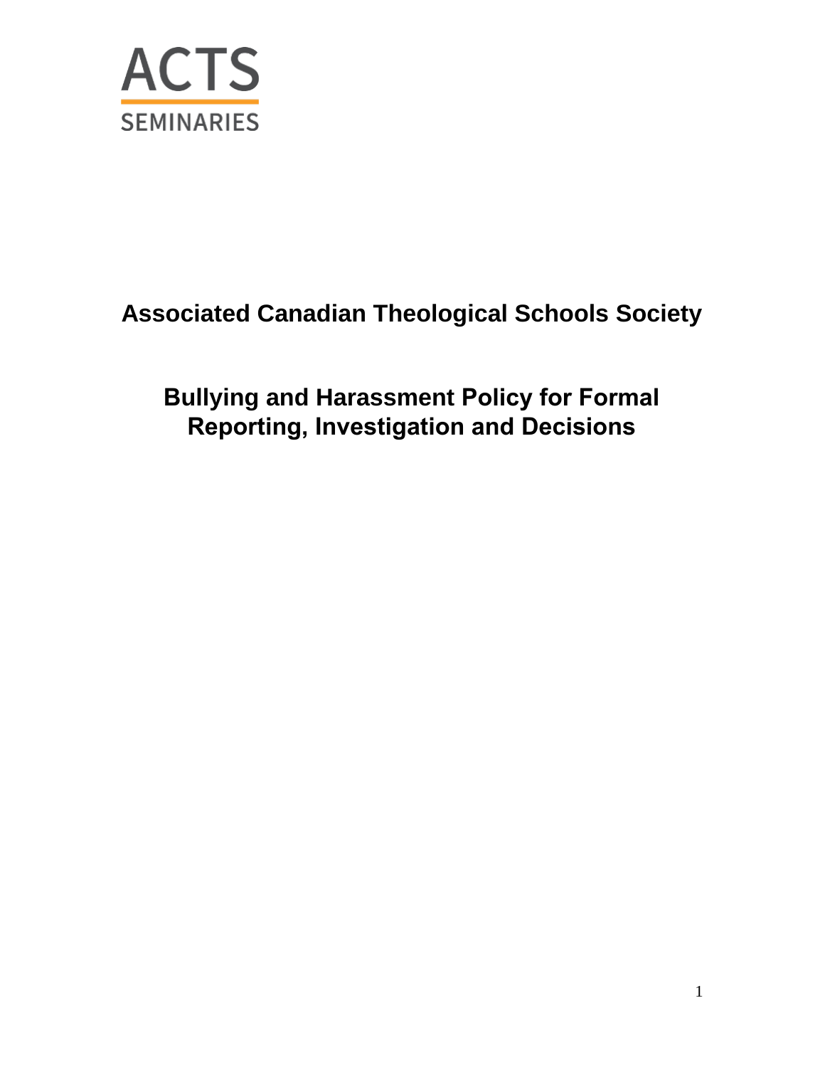ACTS

SEMINARIES

# Associated Canadian Theological Schools Society

## Bullying and Harassment Policy for Formal Reporting, Investigation and Decisions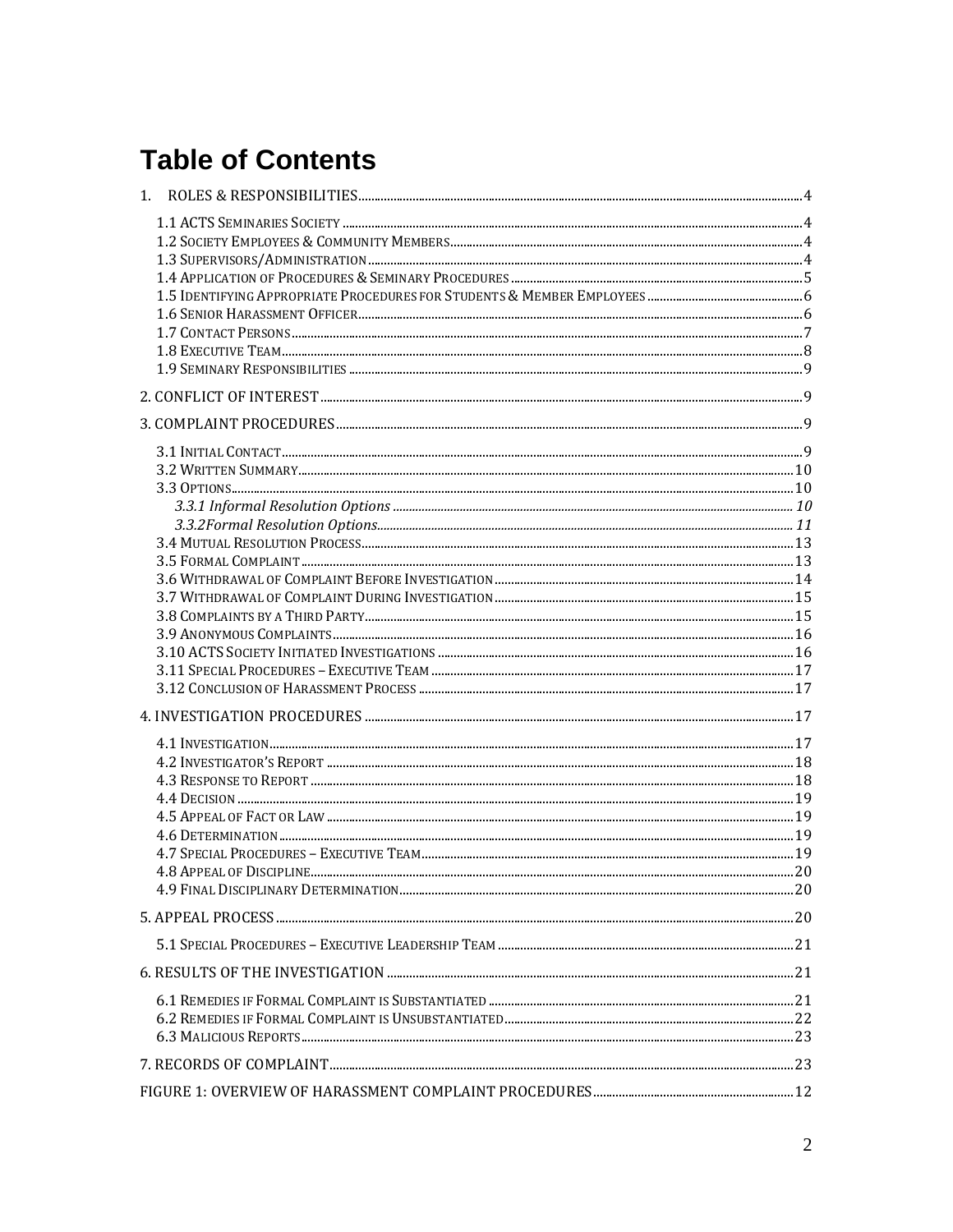# Table of Contents

1. ROLES & RESPONSIBILITIES ..... 4
   - 1.1 ACTS SEMINARIES SOCIETY ..... 4
   - 1.2 SOCIETY EMPLOYEES & COMMUNITY MEMBERS ..... 4
   - 1.3 SUPERVISORS/ADMINISTRATION ..... 4
   - 1.4 APPLICATION OF PROCEDURES & SEMINARY PROCEDURES ..... 5
   - 1.5 IDENTIFYING APPROPRIATE PROCEDURES FOR STUDENTS & MEMBER EMPLOYEES ..... 6
   - 1.6 SENIOR HARASSMENT OFFICER ..... 6
   - 1.7 CONTACT PERSONS ..... 7
   - 1.8 EXECUTIVE TEAM ..... 8
   - 1.9 SEMINARY RESPONSIBILITIES ..... 9

2. CONFLICT OF INTEREST ..... 9

3. COMPLAINT PROCEDURES ..... 9
   - 3.1 INITIAL CONTACT ..... 9
   - 3.2 WRITTEN SUMMARY ..... 10
   - 3.3 OPTIONS ..... 10
     - *3.3.1 Informal Resolution Options ..... 10*
     - *3.3.2Formal Resolution Options ..... 11*
   - 3.4 MUTUAL RESOLUTION PROCESS ..... 13
   - 3.5 FORMAL COMPLAINT ..... 13
   - 3.6 WITHDRAWAL OF COMPLAINT BEFORE INVESTIGATION ..... 14
   - 3.7 WITHDRAWAL OF COMPLAINT DURING INVESTIGATION ..... 15
   - 3.8 COMPLAINTS BY A THIRD PARTY ..... 15
   - 3.9 ANONYMOUS COMPLAINTS ..... 16
   - 3.10 ACTS SOCIETY INITIATED INVESTIGATIONS ..... 16
   - 3.11 SPECIAL PROCEDURES – EXECUTIVE TEAM ..... 17
   - 3.12 CONCLUSION OF HARASSMENT PROCESS ..... 17

4. INVESTIGATION PROCEDURES ..... 17
   - 4.1 INVESTIGATION ..... 17
   - 4.2 INVESTIGATOR'S REPORT ..... 18
   - 4.3 RESPONSE TO REPORT ..... 18
   - 4.4 DECISION ..... 19
   - 4.5 APPEAL OF FACT OR LAW ..... 19
   - 4.6 DETERMINATION ..... 19
   - 4.7 SPECIAL PROCEDURES – EXECUTIVE TEAM ..... 19
   - 4.8 APPEAL OF DISCIPLINE ..... 20
   - 4.9 FINAL DISCIPLINARY DETERMINATION ..... 20

5. APPEAL PROCESS ..... 20
   - 5.1 SPECIAL PROCEDURES – EXECUTIVE LEADERSHIP TEAM ..... 21

6. RESULTS OF THE INVESTIGATION ..... 21
   - 6.1 REMEDIES IF FORMAL COMPLAINT IS SUBSTANTIATED ..... 21
   - 6.2 REMEDIES IF FORMAL COMPLAINT IS UNSUBSTANTIATED ..... 22
   - 6.3 MALICIOUS REPORTS ..... 23

7. RECORDS OF COMPLAINT ..... 23

FIGURE 1: OVERVIEW OF HARASSMENT COMPLAINT PROCEDURES ..... 12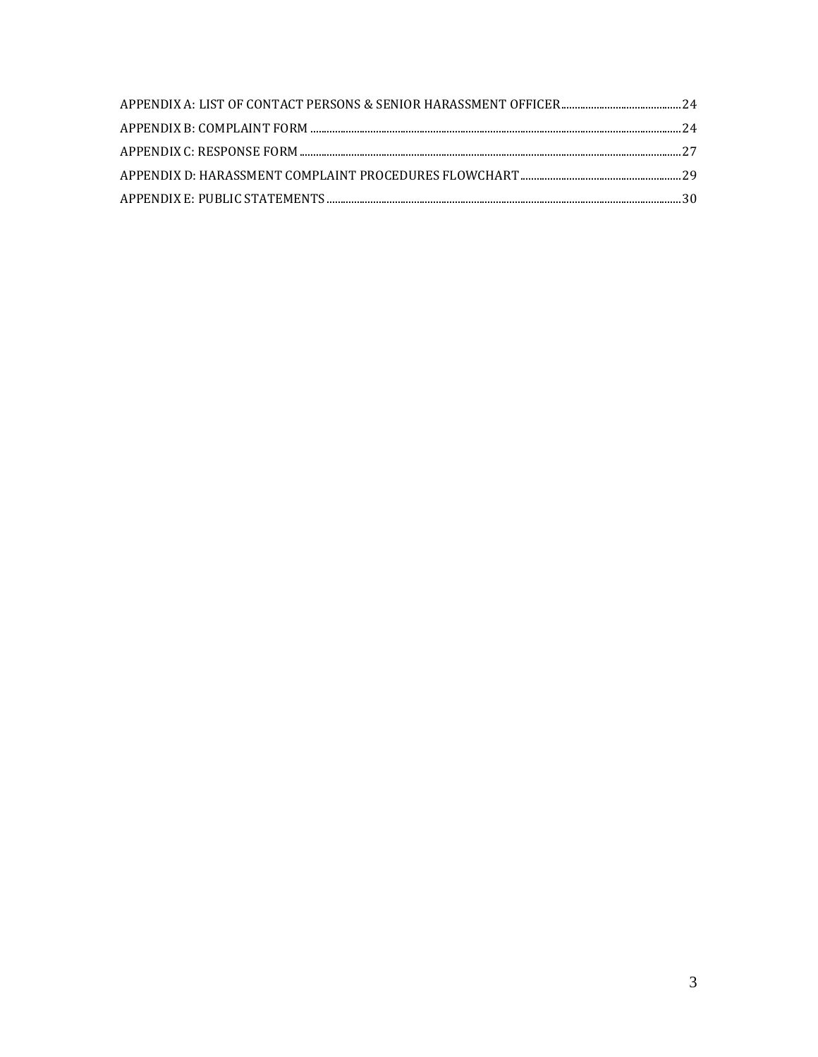APPENDIX A: LIST OF CONTACT PERSONS & SENIOR HARASSMENT OFFICER .....24

APPENDIX B: COMPLAINT FORM .....24

APPENDIX C: RESPONSE FORM .....27

APPENDIX D: HARASSMENT COMPLAINT PROCEDURES FLOWCHART .....29

APPENDIX E: PUBLIC STATEMENTS .....30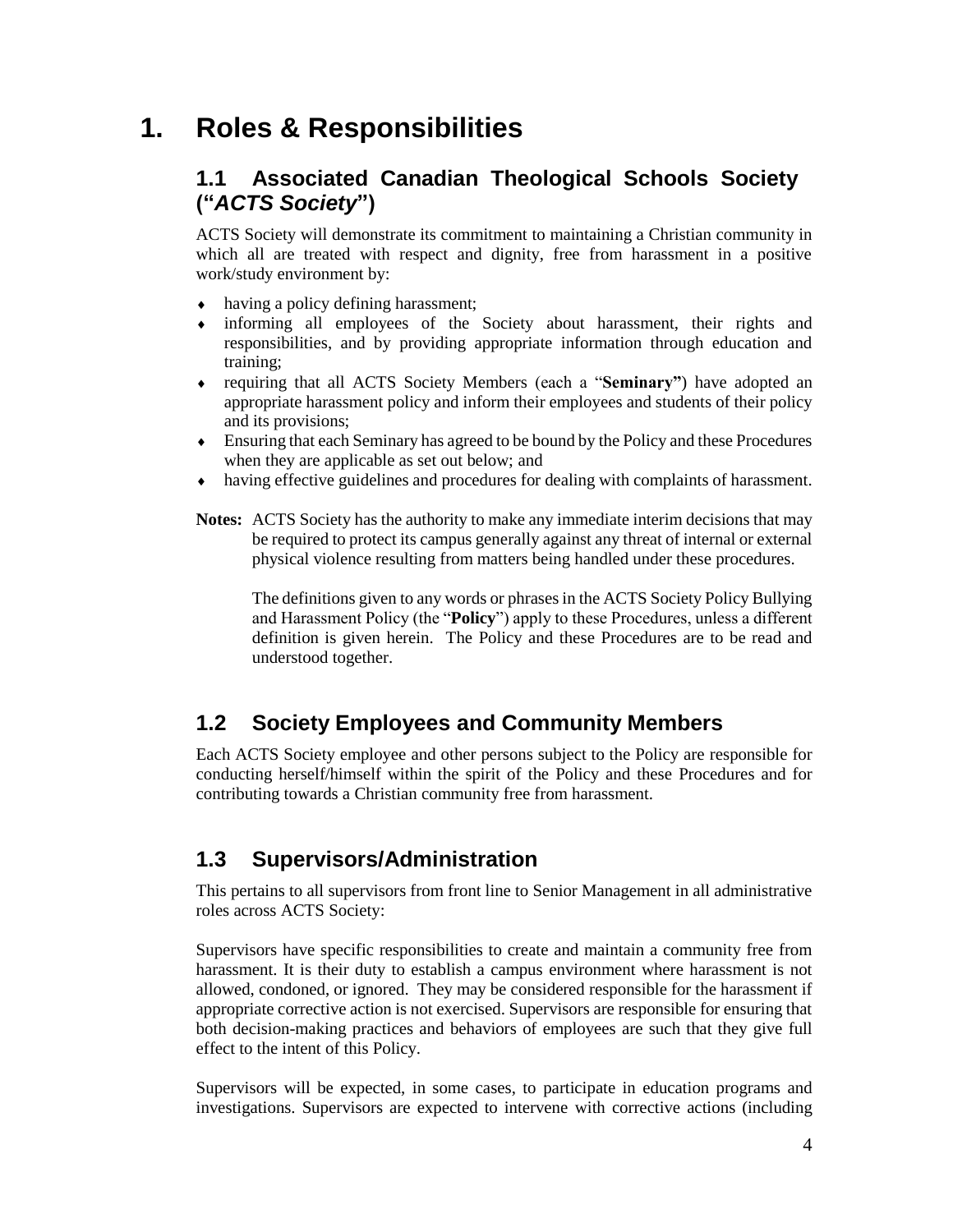# 1. Roles & Responsibilities

## 1.1 Associated Canadian Theological Schools Society ("*ACTS Society*")

ACTS Society will demonstrate its commitment to maintaining a Christian community in which all are treated with respect and dignity, free from harassment in a positive work/study environment by:

- having a policy defining harassment;
- informing all employees of the Society about harassment, their rights and responsibilities, and by providing appropriate information through education and training;
- requiring that all ACTS Society Members (each a "**Seminary**") have adopted an appropriate harassment policy and inform their employees and students of their policy and its provisions;
- Ensuring that each Seminary has agreed to be bound by the Policy and these Procedures when they are applicable as set out below; and
- having effective guidelines and procedures for dealing with complaints of harassment.

**Notes:** ACTS Society has the authority to make any immediate interim decisions that may be required to protect its campus generally against any threat of internal or external physical violence resulting from matters being handled under these procedures.

The definitions given to any words or phrases in the ACTS Society Policy Bullying and Harassment Policy (the "**Policy**") apply to these Procedures, unless a different definition is given herein. The Policy and these Procedures are to be read and understood together.

## 1.2 Society Employees and Community Members

Each ACTS Society employee and other persons subject to the Policy are responsible for conducting herself/himself within the spirit of the Policy and these Procedures and for contributing towards a Christian community free from harassment.

## 1.3 Supervisors/Administration

This pertains to all supervisors from front line to Senior Management in all administrative roles across ACTS Society:

Supervisors have specific responsibilities to create and maintain a community free from harassment. It is their duty to establish a campus environment where harassment is not allowed, condoned, or ignored. They may be considered responsible for the harassment if appropriate corrective action is not exercised. Supervisors are responsible for ensuring that both decision-making practices and behaviors of employees are such that they give full effect to the intent of this Policy.

Supervisors will be expected, in some cases, to participate in education programs and investigations. Supervisors are expected to intervene with corrective actions (including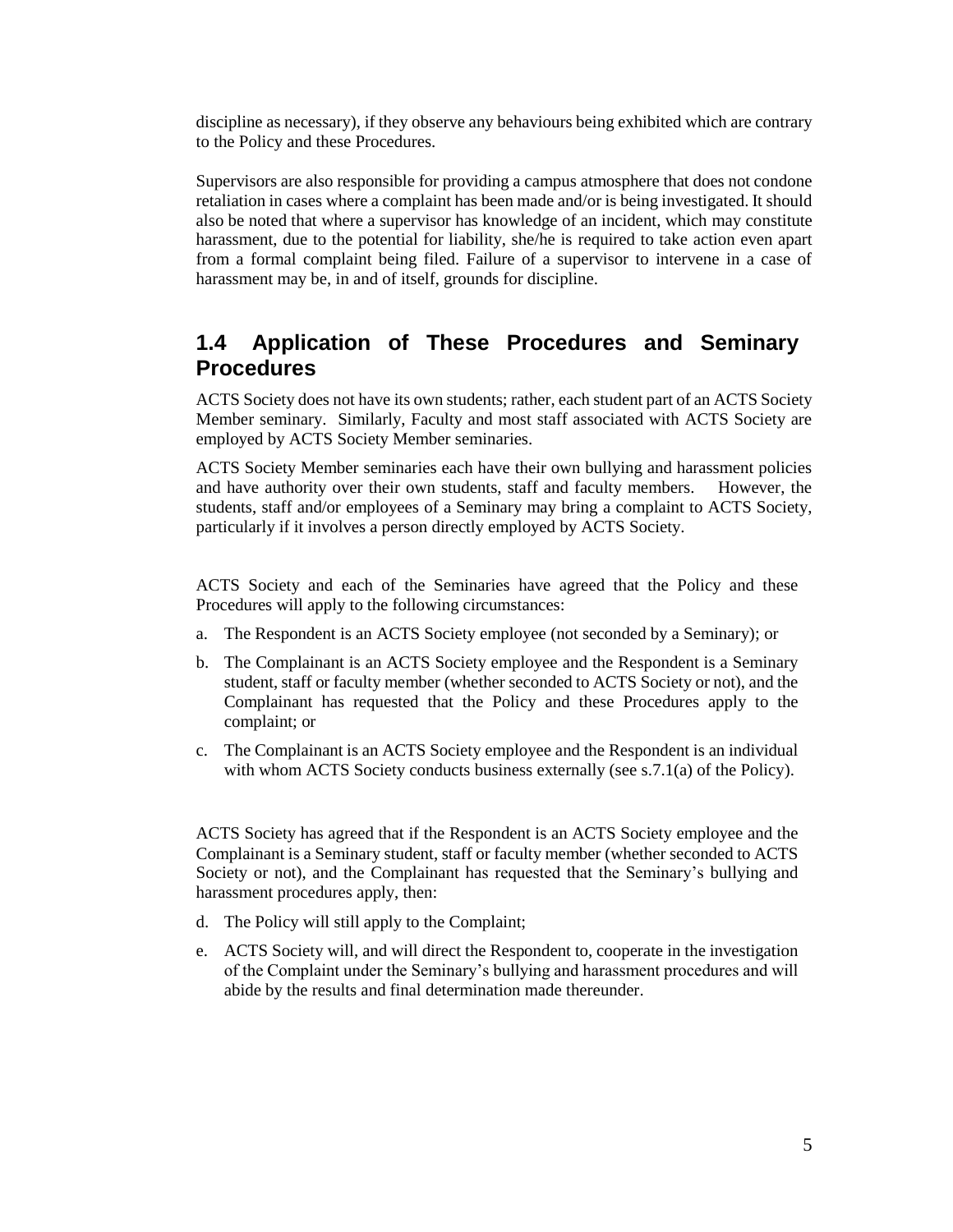discipline as necessary), if they observe any behaviours being exhibited which are contrary to the Policy and these Procedures.

Supervisors are also responsible for providing a campus atmosphere that does not condone retaliation in cases where a complaint has been made and/or is being investigated. It should also be noted that where a supervisor has knowledge of an incident, which may constitute harassment, due to the potential for liability, she/he is required to take action even apart from a formal complaint being filed. Failure of a supervisor to intervene in a case of harassment may be, in and of itself, grounds for discipline.

## 1.4 Application of These Procedures and Seminary Procedures

ACTS Society does not have its own students; rather, each student part of an ACTS Society Member seminary. Similarly, Faculty and most staff associated with ACTS Society are employed by ACTS Society Member seminaries.

ACTS Society Member seminaries each have their own bullying and harassment policies and have authority over their own students, staff and faculty members. However, the students, staff and/or employees of a Seminary may bring a complaint to ACTS Society, particularly if it involves a person directly employed by ACTS Society.

ACTS Society and each of the Seminaries have agreed that the Policy and these Procedures will apply to the following circumstances:

a. The Respondent is an ACTS Society employee (not seconded by a Seminary); or
b. The Complainant is an ACTS Society employee and the Respondent is a Seminary student, staff or faculty member (whether seconded to ACTS Society or not), and the Complainant has requested that the Policy and these Procedures apply to the complaint; or
c. The Complainant is an ACTS Society employee and the Respondent is an individual with whom ACTS Society conducts business externally (see s.7.1(a) of the Policy).

ACTS Society has agreed that if the Respondent is an ACTS Society employee and the Complainant is a Seminary student, staff or faculty member (whether seconded to ACTS Society or not), and the Complainant has requested that the Seminary's bullying and harassment procedures apply, then:

d. The Policy will still apply to the Complaint;
e. ACTS Society will, and will direct the Respondent to, cooperate in the investigation of the Complaint under the Seminary's bullying and harassment procedures and will abide by the results and final determination made thereunder.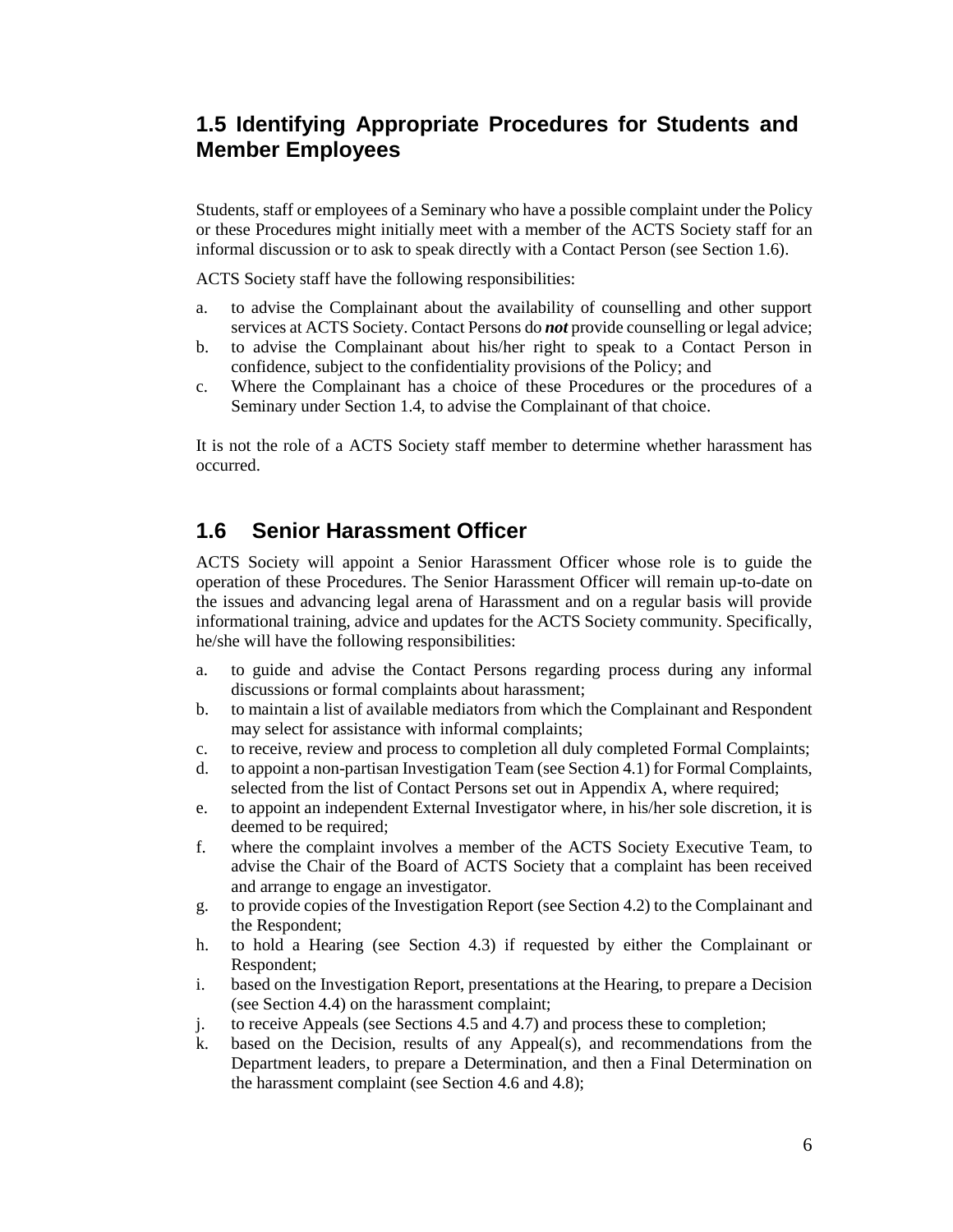## 1.5 Identifying Appropriate Procedures for Students and Member Employees

Students, staff or employees of a Seminary who have a possible complaint under the Policy or these Procedures might initially meet with a member of the ACTS Society staff for an informal discussion or to ask to speak directly with a Contact Person (see Section 1.6).

ACTS Society staff have the following responsibilities:

a. to advise the Complainant about the availability of counselling and other support services at ACTS Society. Contact Persons do ***not*** provide counselling or legal advice;
b. to advise the Complainant about his/her right to speak to a Contact Person in confidence, subject to the confidentiality provisions of the Policy; and
c. Where the Complainant has a choice of these Procedures or the procedures of a Seminary under Section 1.4, to advise the Complainant of that choice.

It is not the role of a ACTS Society staff member to determine whether harassment has occurred.

## 1.6 Senior Harassment Officer

ACTS Society will appoint a Senior Harassment Officer whose role is to guide the operation of these Procedures. The Senior Harassment Officer will remain up-to-date on the issues and advancing legal arena of Harassment and on a regular basis will provide informational training, advice and updates for the ACTS Society community. Specifically, he/she will have the following responsibilities:

a. to guide and advise the Contact Persons regarding process during any informal discussions or formal complaints about harassment;
b. to maintain a list of available mediators from which the Complainant and Respondent may select for assistance with informal complaints;
c. to receive, review and process to completion all duly completed Formal Complaints;
d. to appoint a non-partisan Investigation Team (see Section 4.1) for Formal Complaints, selected from the list of Contact Persons set out in Appendix A, where required;
e. to appoint an independent External Investigator where, in his/her sole discretion, it is deemed to be required;
f. where the complaint involves a member of the ACTS Society Executive Team, to advise the Chair of the Board of ACTS Society that a complaint has been received and arrange to engage an investigator.
g. to provide copies of the Investigation Report (see Section 4.2) to the Complainant and the Respondent;
h. to hold a Hearing (see Section 4.3) if requested by either the Complainant or Respondent;
i. based on the Investigation Report, presentations at the Hearing, to prepare a Decision (see Section 4.4) on the harassment complaint;
j. to receive Appeals (see Sections 4.5 and 4.7) and process these to completion;
k. based on the Decision, results of any Appeal(s), and recommendations from the Department leaders, to prepare a Determination, and then a Final Determination on the harassment complaint (see Section 4.6 and 4.8);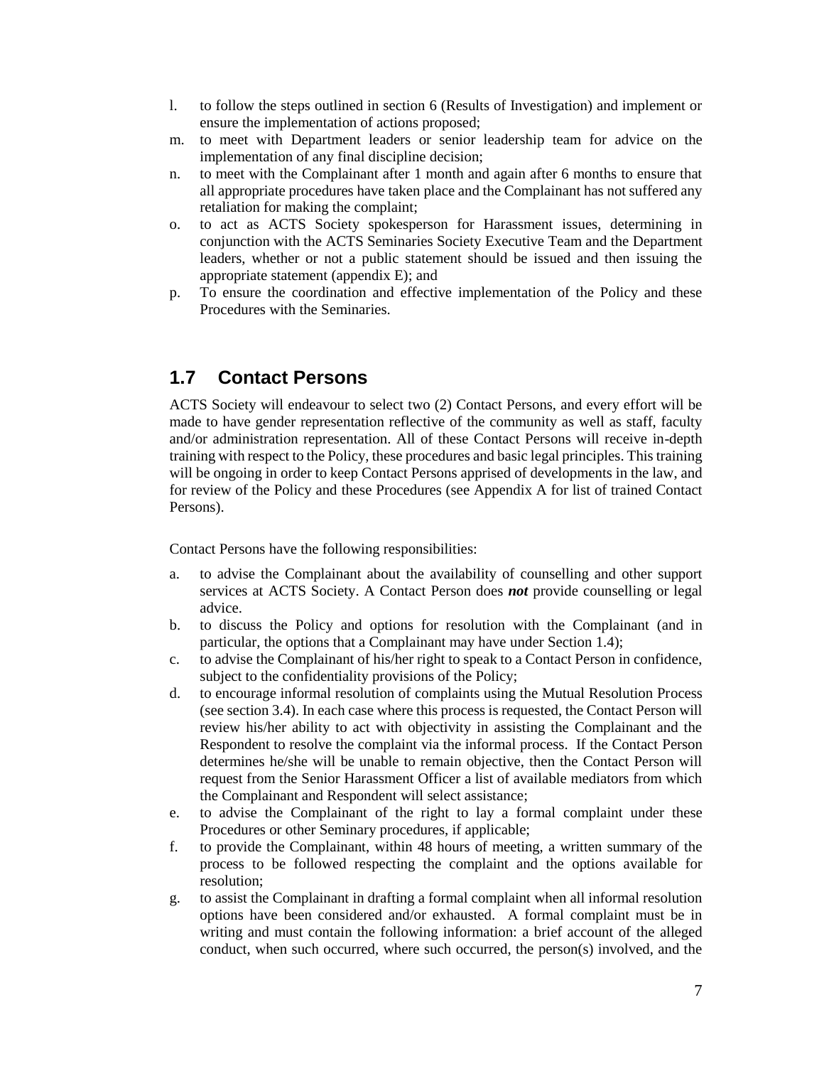l. to follow the steps outlined in section 6 (Results of Investigation) and implement or ensure the implementation of actions proposed;
m. to meet with Department leaders or senior leadership team for advice on the implementation of any final discipline decision;
n. to meet with the Complainant after 1 month and again after 6 months to ensure that all appropriate procedures have taken place and the Complainant has not suffered any retaliation for making the complaint;
o. to act as ACTS Society spokesperson for Harassment issues, determining in conjunction with the ACTS Seminaries Society Executive Team and the Department leaders, whether or not a public statement should be issued and then issuing the appropriate statement (appendix E); and
p. To ensure the coordination and effective implementation of the Policy and these Procedures with the Seminaries.

## 1.7 Contact Persons

ACTS Society will endeavour to select two (2) Contact Persons, and every effort will be made to have gender representation reflective of the community as well as staff, faculty and/or administration representation. All of these Contact Persons will receive in-depth training with respect to the Policy, these procedures and basic legal principles. This training will be ongoing in order to keep Contact Persons apprised of developments in the law, and for review of the Policy and these Procedures (see Appendix A for list of trained Contact Persons).

Contact Persons have the following responsibilities:

a. to advise the Complainant about the availability of counselling and other support services at ACTS Society. A Contact Person does ***not*** provide counselling or legal advice.
b. to discuss the Policy and options for resolution with the Complainant (and in particular, the options that a Complainant may have under Section 1.4);
c. to advise the Complainant of his/her right to speak to a Contact Person in confidence, subject to the confidentiality provisions of the Policy;
d. to encourage informal resolution of complaints using the Mutual Resolution Process (see section 3.4). In each case where this process is requested, the Contact Person will review his/her ability to act with objectivity in assisting the Complainant and the Respondent to resolve the complaint via the informal process. If the Contact Person determines he/she will be unable to remain objective, then the Contact Person will request from the Senior Harassment Officer a list of available mediators from which the Complainant and Respondent will select assistance;
e. to advise the Complainant of the right to lay a formal complaint under these Procedures or other Seminary procedures, if applicable;
f. to provide the Complainant, within 48 hours of meeting, a written summary of the process to be followed respecting the complaint and the options available for resolution;
g. to assist the Complainant in drafting a formal complaint when all informal resolution options have been considered and/or exhausted. A formal complaint must be in writing and must contain the following information: a brief account of the alleged conduct, when such occurred, where such occurred, the person(s) involved, and the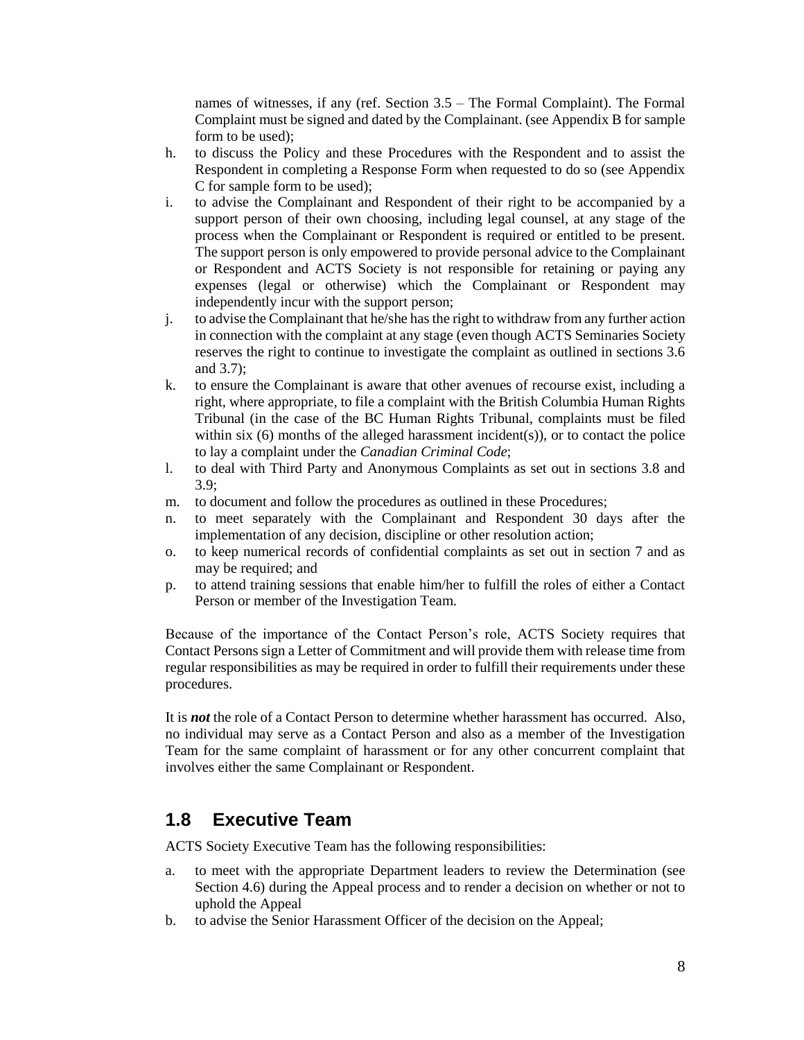names of witnesses, if any (ref. Section 3.5 – The Formal Complaint). The Formal Complaint must be signed and dated by the Complainant. (see Appendix B for sample form to be used);

h. to discuss the Policy and these Procedures with the Respondent and to assist the Respondent in completing a Response Form when requested to do so (see Appendix C for sample form to be used);
i. to advise the Complainant and Respondent of their right to be accompanied by a support person of their own choosing, including legal counsel, at any stage of the process when the Complainant or Respondent is required or entitled to be present. The support person is only empowered to provide personal advice to the Complainant or Respondent and ACTS Society is not responsible for retaining or paying any expenses (legal or otherwise) which the Complainant or Respondent may independently incur with the support person;
j. to advise the Complainant that he/she has the right to withdraw from any further action in connection with the complaint at any stage (even though ACTS Seminaries Society reserves the right to continue to investigate the complaint as outlined in sections 3.6 and 3.7);
k. to ensure the Complainant is aware that other avenues of recourse exist, including a right, where appropriate, to file a complaint with the British Columbia Human Rights Tribunal (in the case of the BC Human Rights Tribunal, complaints must be filed within six (6) months of the alleged harassment incident(s)), or to contact the police to lay a complaint under the *Canadian Criminal Code*;
l. to deal with Third Party and Anonymous Complaints as set out in sections 3.8 and 3.9;
m. to document and follow the procedures as outlined in these Procedures;
n. to meet separately with the Complainant and Respondent 30 days after the implementation of any decision, discipline or other resolution action;
o. to keep numerical records of confidential complaints as set out in section 7 and as may be required; and
p. to attend training sessions that enable him/her to fulfill the roles of either a Contact Person or member of the Investigation Team.

Because of the importance of the Contact Person's role, ACTS Society requires that Contact Persons sign a Letter of Commitment and will provide them with release time from regular responsibilities as may be required in order to fulfill their requirements under these procedures.

It is ***not*** the role of a Contact Person to determine whether harassment has occurred. Also, no individual may serve as a Contact Person and also as a member of the Investigation Team for the same complaint of harassment or for any other concurrent complaint that involves either the same Complainant or Respondent.

## 1.8 Executive Team

ACTS Society Executive Team has the following responsibilities:

a. to meet with the appropriate Department leaders to review the Determination (see Section 4.6) during the Appeal process and to render a decision on whether or not to uphold the Appeal
b. to advise the Senior Harassment Officer of the decision on the Appeal;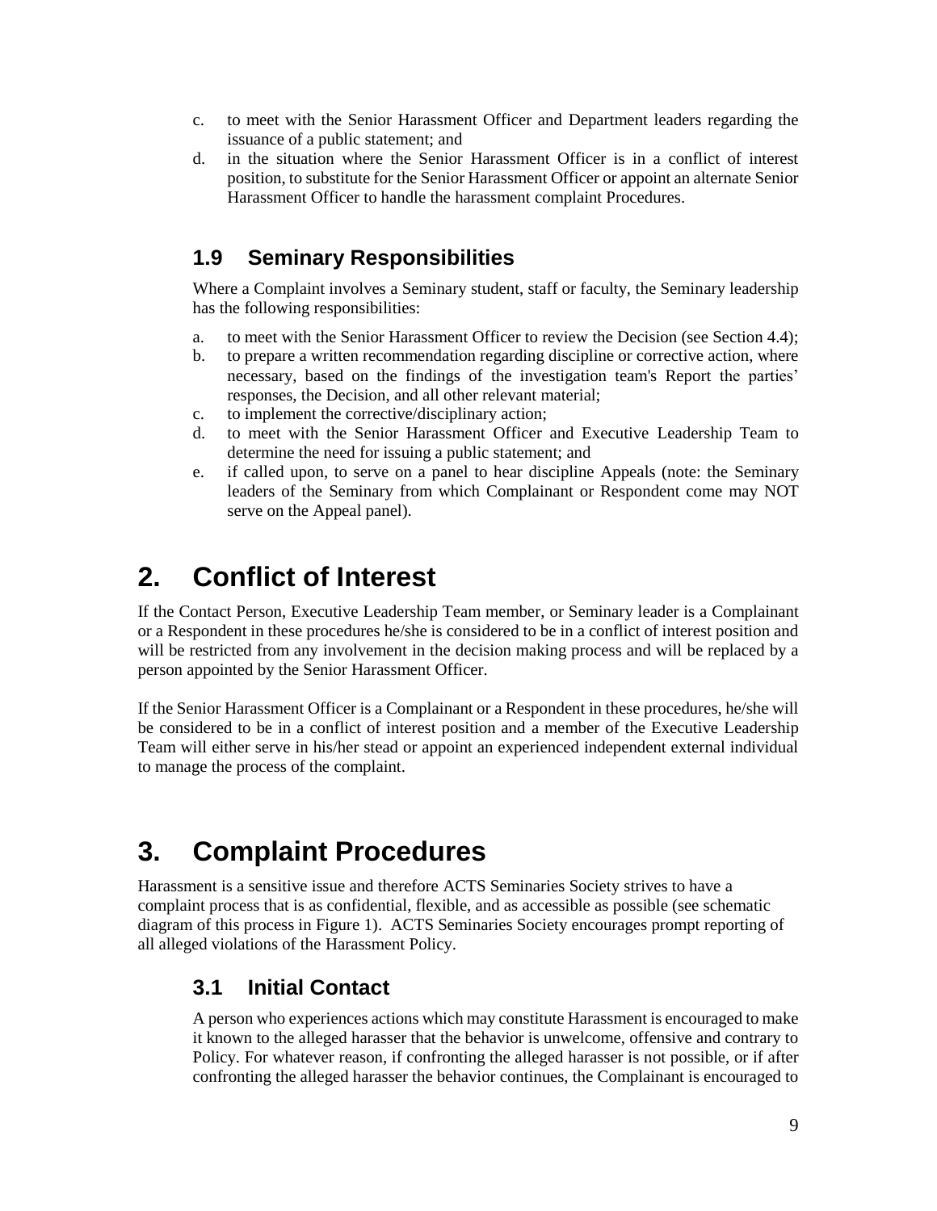c. to meet with the Senior Harassment Officer and Department leaders regarding the issuance of a public statement; and
d. in the situation where the Senior Harassment Officer is in a conflict of interest position, to substitute for the Senior Harassment Officer or appoint an alternate Senior Harassment Officer to handle the harassment complaint Procedures.

## 1.9 Seminary Responsibilities

Where a Complaint involves a Seminary student, staff or faculty, the Seminary leadership has the following responsibilities:

a. to meet with the Senior Harassment Officer to review the Decision (see Section 4.4);
b. to prepare a written recommendation regarding discipline or corrective action, where necessary, based on the findings of the investigation team's Report the parties' responses, the Decision, and all other relevant material;
c. to implement the corrective/disciplinary action;
d. to meet with the Senior Harassment Officer and Executive Leadership Team to determine the need for issuing a public statement; and
e. if called upon, to serve on a panel to hear discipline Appeals (note: the Seminary leaders of the Seminary from which Complainant or Respondent come may NOT serve on the Appeal panel).

# 2. Conflict of Interest

If the Contact Person, Executive Leadership Team member, or Seminary leader is a Complainant or a Respondent in these procedures he/she is considered to be in a conflict of interest position and will be restricted from any involvement in the decision making process and will be replaced by a person appointed by the Senior Harassment Officer.

If the Senior Harassment Officer is a Complainant or a Respondent in these procedures, he/she will be considered to be in a conflict of interest position and a member of the Executive Leadership Team will either serve in his/her stead or appoint an experienced independent external individual to manage the process of the complaint.

# 3. Complaint Procedures

Harassment is a sensitive issue and therefore ACTS Seminaries Society strives to have a complaint process that is as confidential, flexible, and as accessible as possible (see schematic diagram of this process in Figure 1). ACTS Seminaries Society encourages prompt reporting of all alleged violations of the Harassment Policy.

## 3.1 Initial Contact

A person who experiences actions which may constitute Harassment is encouraged to make it known to the alleged harasser that the behavior is unwelcome, offensive and contrary to Policy. For whatever reason, if confronting the alleged harasser is not possible, or if after confronting the alleged harasser the behavior continues, the Complainant is encouraged to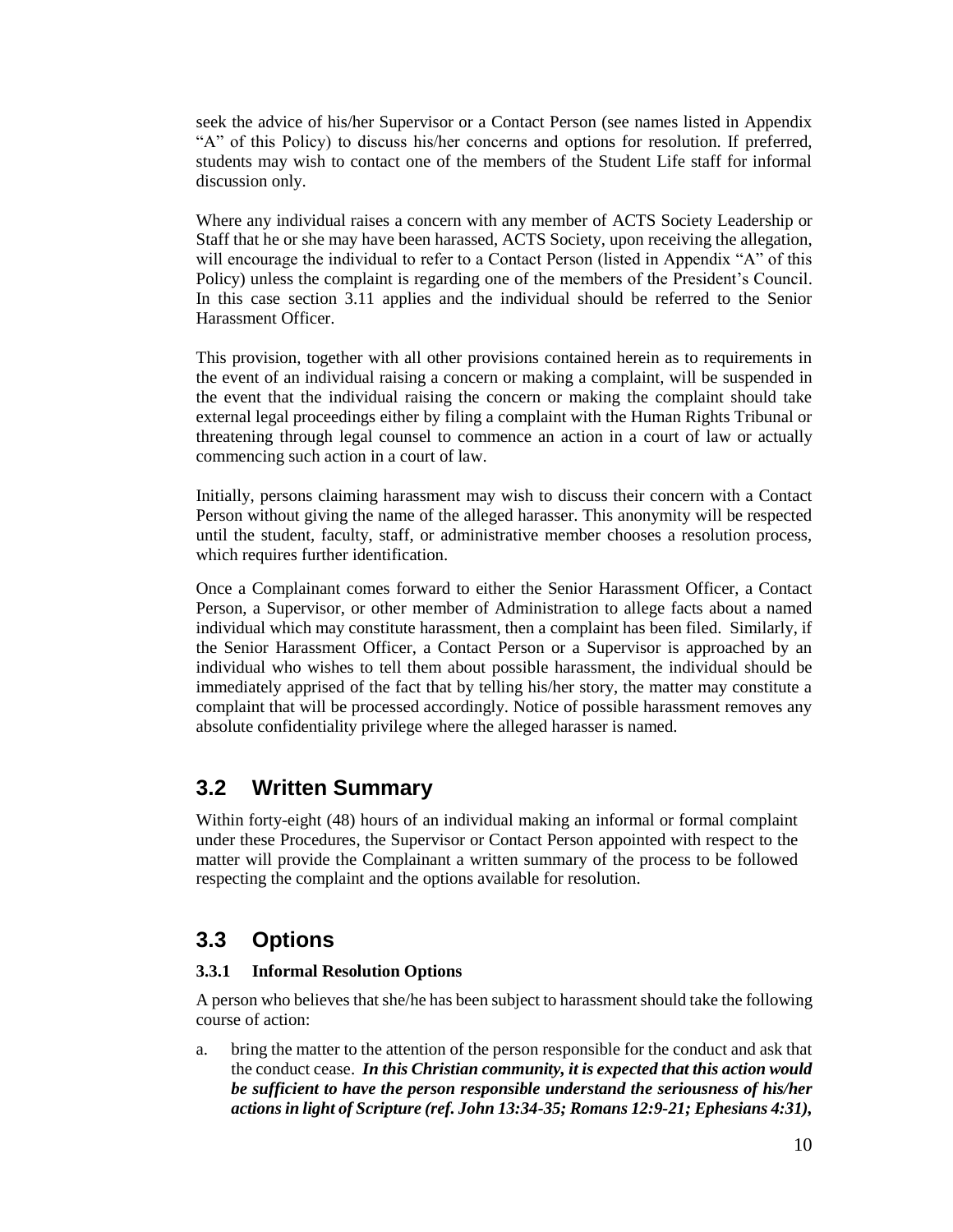seek the advice of his/her Supervisor or a Contact Person (see names listed in Appendix "A" of this Policy) to discuss his/her concerns and options for resolution. If preferred, students may wish to contact one of the members of the Student Life staff for informal discussion only.

Where any individual raises a concern with any member of ACTS Society Leadership or Staff that he or she may have been harassed, ACTS Society, upon receiving the allegation, will encourage the individual to refer to a Contact Person (listed in Appendix "A" of this Policy) unless the complaint is regarding one of the members of the President's Council. In this case section 3.11 applies and the individual should be referred to the Senior Harassment Officer.

This provision, together with all other provisions contained herein as to requirements in the event of an individual raising a concern or making a complaint, will be suspended in the event that the individual raising the concern or making the complaint should take external legal proceedings either by filing a complaint with the Human Rights Tribunal or threatening through legal counsel to commence an action in a court of law or actually commencing such action in a court of law.

Initially, persons claiming harassment may wish to discuss their concern with a Contact Person without giving the name of the alleged harasser. This anonymity will be respected until the student, faculty, staff, or administrative member chooses a resolution process, which requires further identification.

Once a Complainant comes forward to either the Senior Harassment Officer, a Contact Person, a Supervisor, or other member of Administration to allege facts about a named individual which may constitute harassment, then a complaint has been filed. Similarly, if the Senior Harassment Officer, a Contact Person or a Supervisor is approached by an individual who wishes to tell them about possible harassment, the individual should be immediately apprised of the fact that by telling his/her story, the matter may constitute a complaint that will be processed accordingly. Notice of possible harassment removes any absolute confidentiality privilege where the alleged harasser is named.

## 3.2 Written Summary

Within forty-eight (48) hours of an individual making an informal or formal complaint under these Procedures, the Supervisor or Contact Person appointed with respect to the matter will provide the Complainant a written summary of the process to be followed respecting the complaint and the options available for resolution.

## 3.3 Options

### 3.3.1 Informal Resolution Options

A person who believes that she/he has been subject to harassment should take the following course of action:

a. bring the matter to the attention of the person responsible for the conduct and ask that the conduct cease. ***In this Christian community, it is expected that this action would be sufficient to have the person responsible understand the seriousness of his/her actions in light of Scripture (ref. John 13:34-35; Romans 12:9-21; Ephesians 4:31),***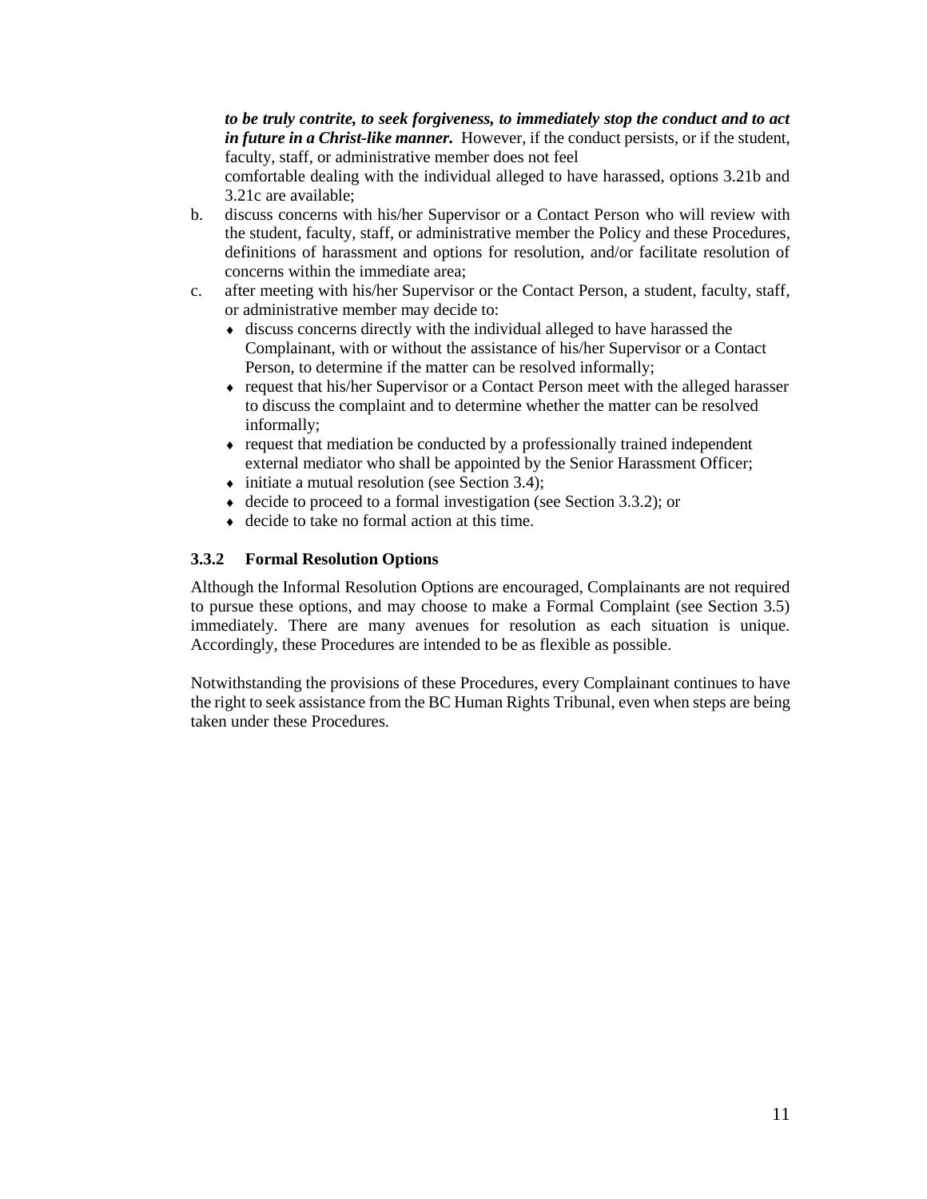***to be truly contrite, to seek forgiveness, to immediately stop the conduct and to act in future in a Christ-like manner.*** However, if the conduct persists, or if the student, faculty, staff, or administrative member does not feel comfortable dealing with the individual alleged to have harassed, options 3.21b and 3.21c are available;

b. discuss concerns with his/her Supervisor or a Contact Person who will review with the student, faculty, staff, or administrative member the Policy and these Procedures, definitions of harassment and options for resolution, and/or facilitate resolution of concerns within the immediate area;

c. after meeting with his/her Supervisor or the Contact Person, a student, faculty, staff, or administrative member may decide to:
   - discuss concerns directly with the individual alleged to have harassed the Complainant, with or without the assistance of his/her Supervisor or a Contact Person, to determine if the matter can be resolved informally;
   - request that his/her Supervisor or a Contact Person meet with the alleged harasser to discuss the complaint and to determine whether the matter can be resolved informally;
   - request that mediation be conducted by a professionally trained independent external mediator who shall be appointed by the Senior Harassment Officer;
   - initiate a mutual resolution (see Section 3.4);
   - decide to proceed to a formal investigation (see Section 3.3.2); or
   - decide to take no formal action at this time.

### 3.3.2 Formal Resolution Options

Although the Informal Resolution Options are encouraged, Complainants are not required to pursue these options, and may choose to make a Formal Complaint (see Section 3.5) immediately. There are many avenues for resolution as each situation is unique. Accordingly, these Procedures are intended to be as flexible as possible.

Notwithstanding the provisions of these Procedures, every Complainant continues to have the right to seek assistance from the BC Human Rights Tribunal, even when steps are being taken under these Procedures.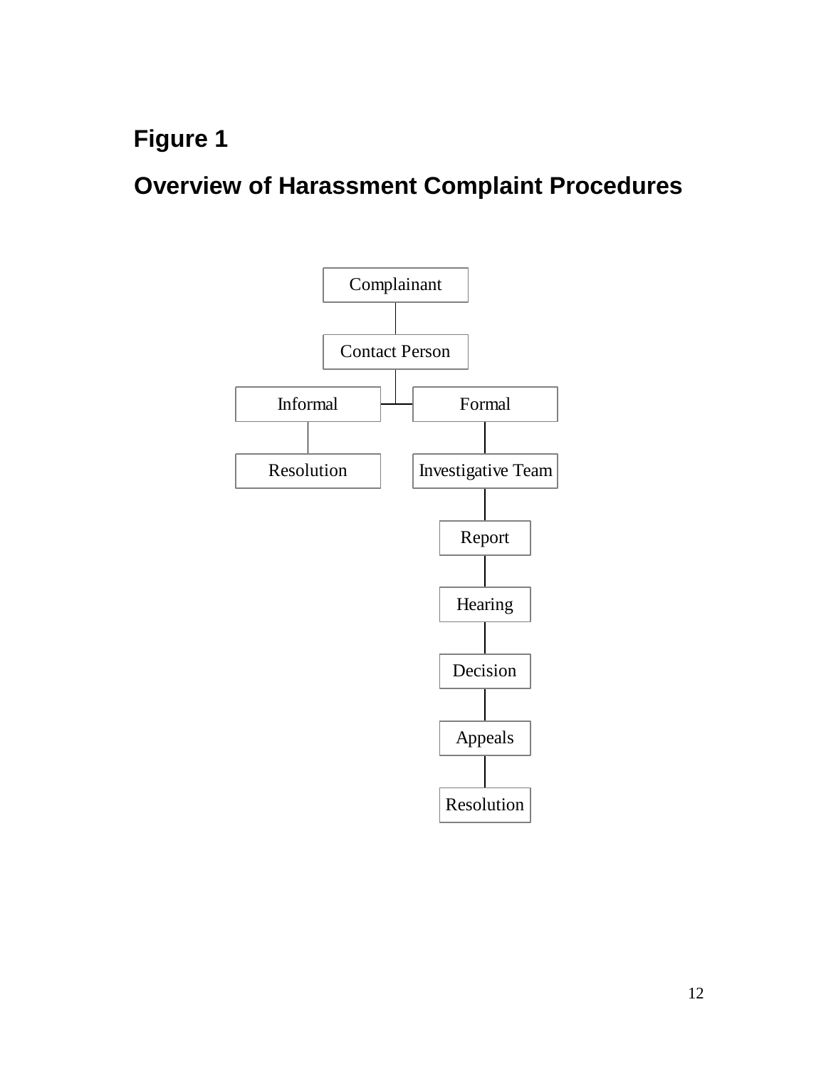# Figure 1

## Overview of Harassment Complaint Procedures

Complainant

Contact Person

Informal

Resolution

Formal

Investigative Team

Report

Hearing

Decision

Appeals

Resolution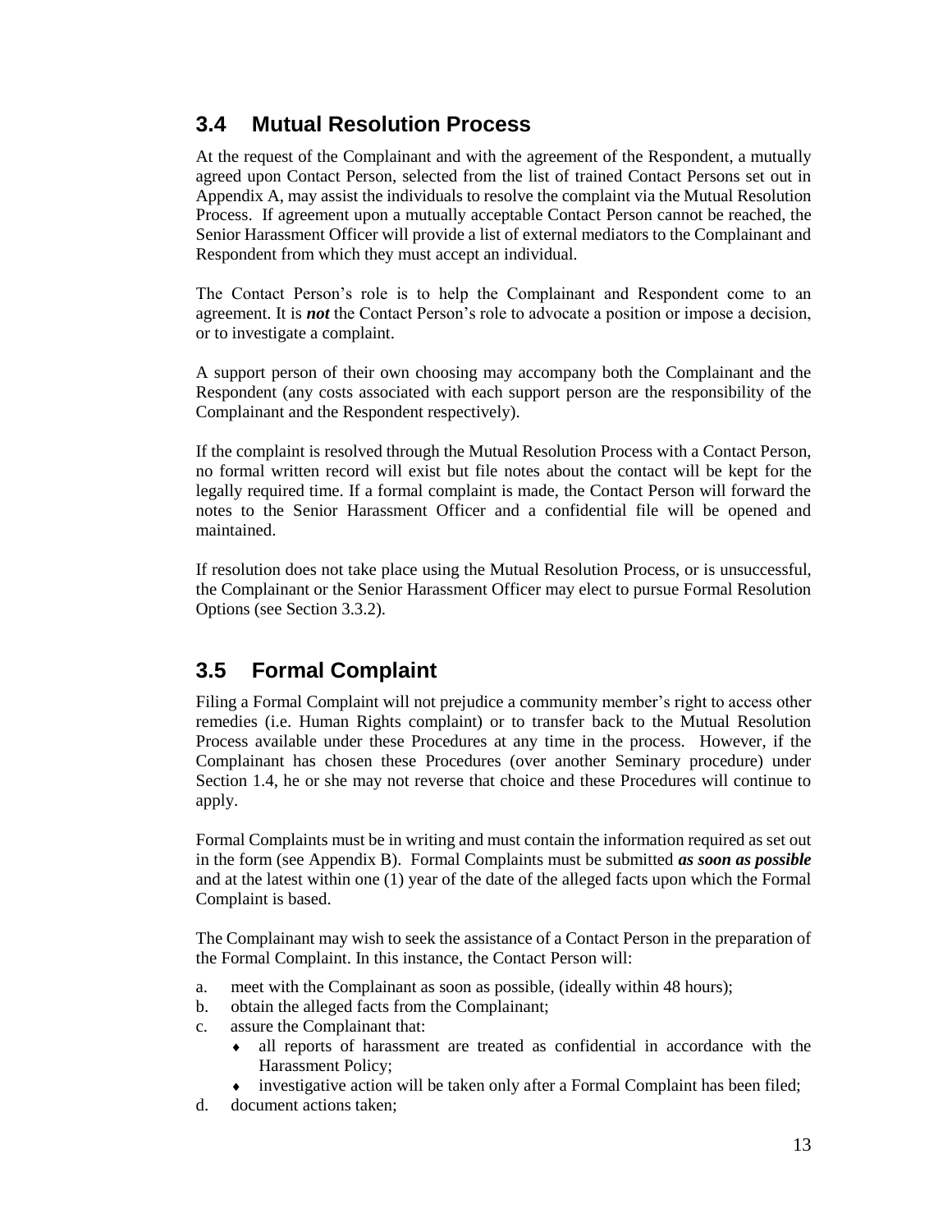## 3.4 Mutual Resolution Process

At the request of the Complainant and with the agreement of the Respondent, a mutually agreed upon Contact Person, selected from the list of trained Contact Persons set out in Appendix A, may assist the individuals to resolve the complaint via the Mutual Resolution Process. If agreement upon a mutually acceptable Contact Person cannot be reached, the Senior Harassment Officer will provide a list of external mediators to the Complainant and Respondent from which they must accept an individual.

The Contact Person's role is to help the Complainant and Respondent come to an agreement. It is ***not*** the Contact Person's role to advocate a position or impose a decision, or to investigate a complaint.

A support person of their own choosing may accompany both the Complainant and the Respondent (any costs associated with each support person are the responsibility of the Complainant and the Respondent respectively).

If the complaint is resolved through the Mutual Resolution Process with a Contact Person, no formal written record will exist but file notes about the contact will be kept for the legally required time. If a formal complaint is made, the Contact Person will forward the notes to the Senior Harassment Officer and a confidential file will be opened and maintained.

If resolution does not take place using the Mutual Resolution Process, or is unsuccessful, the Complainant or the Senior Harassment Officer may elect to pursue Formal Resolution Options (see Section 3.3.2).

## 3.5 Formal Complaint

Filing a Formal Complaint will not prejudice a community member's right to access other remedies (i.e. Human Rights complaint) or to transfer back to the Mutual Resolution Process available under these Procedures at any time in the process. However, if the Complainant has chosen these Procedures (over another Seminary procedure) under Section 1.4, he or she may not reverse that choice and these Procedures will continue to apply.

Formal Complaints must be in writing and must contain the information required as set out in the form (see Appendix B). Formal Complaints must be submitted ***as soon as possible*** and at the latest within one (1) year of the date of the alleged facts upon which the Formal Complaint is based.

The Complainant may wish to seek the assistance of a Contact Person in the preparation of the Formal Complaint. In this instance, the Contact Person will:

a. meet with the Complainant as soon as possible, (ideally within 48 hours);
b. obtain the alleged facts from the Complainant;
c. assure the Complainant that:
   - all reports of harassment are treated as confidential in accordance with the Harassment Policy;
   - investigative action will be taken only after a Formal Complaint has been filed;
d. document actions taken;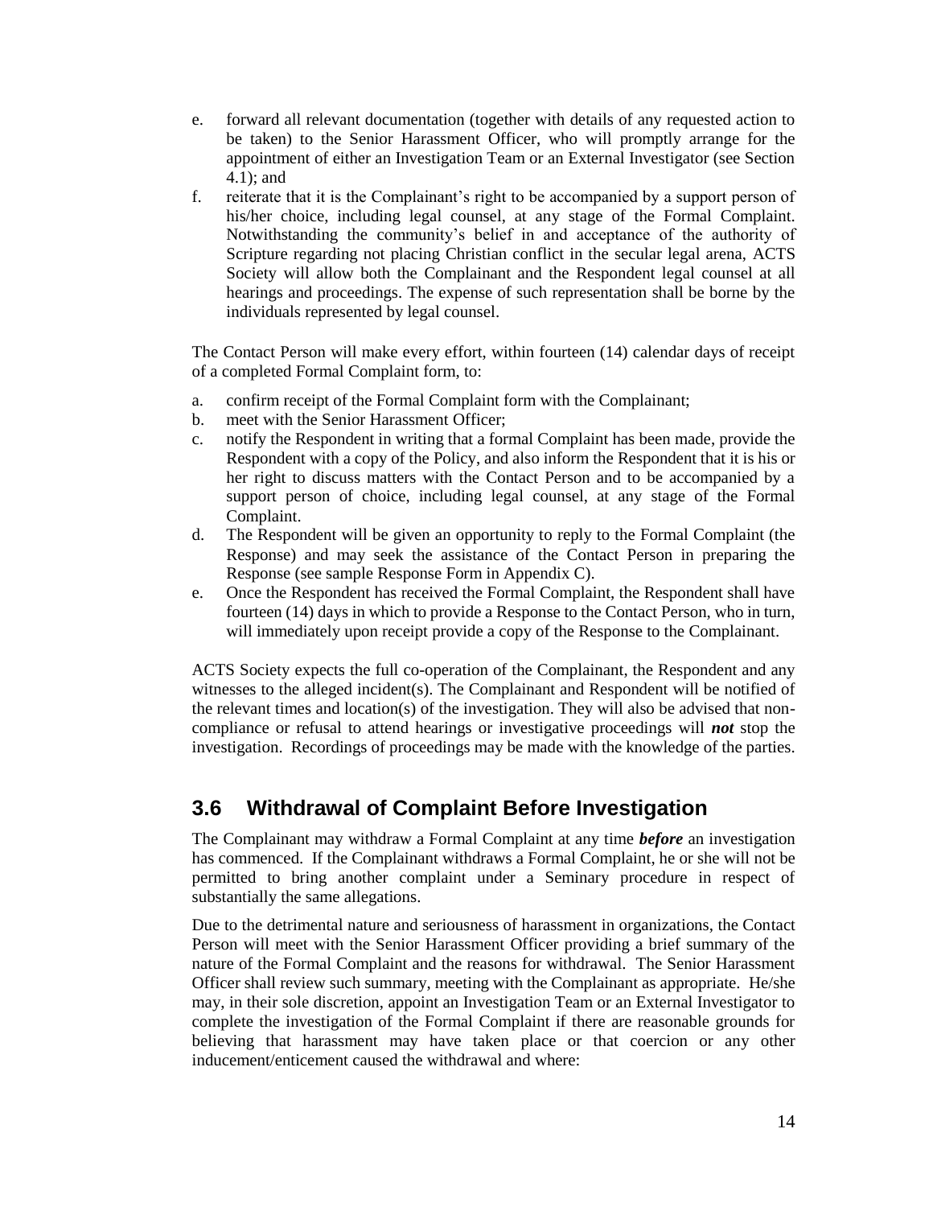e. forward all relevant documentation (together with details of any requested action to be taken) to the Senior Harassment Officer, who will promptly arrange for the appointment of either an Investigation Team or an External Investigator (see Section 4.1); and
f. reiterate that it is the Complainant's right to be accompanied by a support person of his/her choice, including legal counsel, at any stage of the Formal Complaint. Notwithstanding the community's belief in and acceptance of the authority of Scripture regarding not placing Christian conflict in the secular legal arena, ACTS Society will allow both the Complainant and the Respondent legal counsel at all hearings and proceedings. The expense of such representation shall be borne by the individuals represented by legal counsel.

The Contact Person will make every effort, within fourteen (14) calendar days of receipt of a completed Formal Complaint form, to:

a. confirm receipt of the Formal Complaint form with the Complainant;
b. meet with the Senior Harassment Officer;
c. notify the Respondent in writing that a formal Complaint has been made, provide the Respondent with a copy of the Policy, and also inform the Respondent that it is his or her right to discuss matters with the Contact Person and to be accompanied by a support person of choice, including legal counsel, at any stage of the Formal Complaint.
d. The Respondent will be given an opportunity to reply to the Formal Complaint (the Response) and may seek the assistance of the Contact Person in preparing the Response (see sample Response Form in Appendix C).
e. Once the Respondent has received the Formal Complaint, the Respondent shall have fourteen (14) days in which to provide a Response to the Contact Person, who in turn, will immediately upon receipt provide a copy of the Response to the Complainant.

ACTS Society expects the full co-operation of the Complainant, the Respondent and any witnesses to the alleged incident(s). The Complainant and Respondent will be notified of the relevant times and location(s) of the investigation. They will also be advised that non-compliance or refusal to attend hearings or investigative proceedings will ***not*** stop the investigation. Recordings of proceedings may be made with the knowledge of the parties.

## 3.6 Withdrawal of Complaint Before Investigation

The Complainant may withdraw a Formal Complaint at any time ***before*** an investigation has commenced. If the Complainant withdraws a Formal Complaint, he or she will not be permitted to bring another complaint under a Seminary procedure in respect of substantially the same allegations.

Due to the detrimental nature and seriousness of harassment in organizations, the Contact Person will meet with the Senior Harassment Officer providing a brief summary of the nature of the Formal Complaint and the reasons for withdrawal. The Senior Harassment Officer shall review such summary, meeting with the Complainant as appropriate. He/she may, in their sole discretion, appoint an Investigation Team or an External Investigator to complete the investigation of the Formal Complaint if there are reasonable grounds for believing that harassment may have taken place or that coercion or any other inducement/enticement caused the withdrawal and where: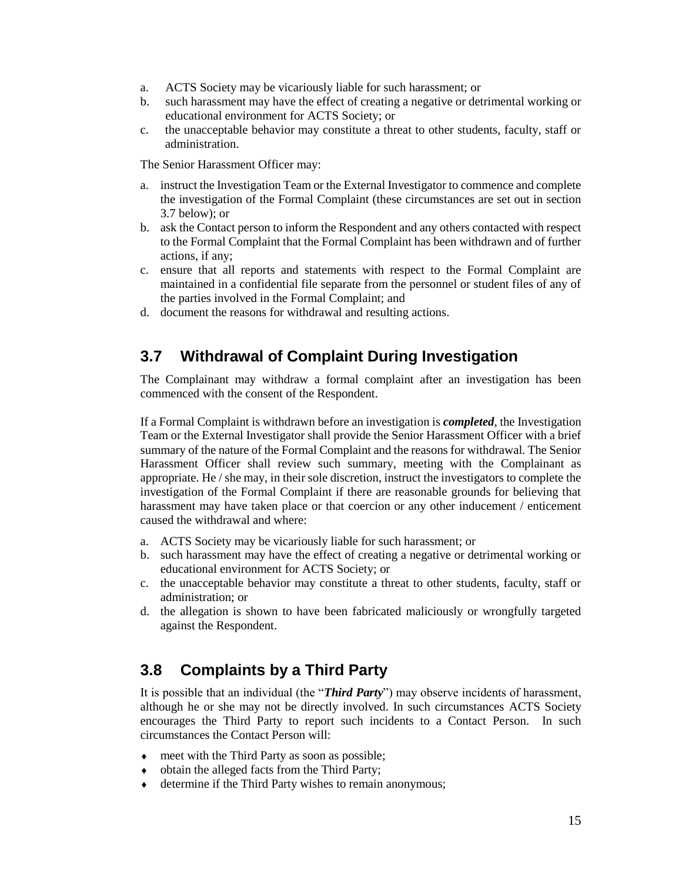a. ACTS Society may be vicariously liable for such harassment; or
b. such harassment may have the effect of creating a negative or detrimental working or educational environment for ACTS Society; or
c. the unacceptable behavior may constitute a threat to other students, faculty, staff or administration.

The Senior Harassment Officer may:

a. instruct the Investigation Team or the External Investigator to commence and complete the investigation of the Formal Complaint (these circumstances are set out in section 3.7 below); or
b. ask the Contact person to inform the Respondent and any others contacted with respect to the Formal Complaint that the Formal Complaint has been withdrawn and of further actions, if any;
c. ensure that all reports and statements with respect to the Formal Complaint are maintained in a confidential file separate from the personnel or student files of any of the parties involved in the Formal Complaint; and
d. document the reasons for withdrawal and resulting actions.

## 3.7 Withdrawal of Complaint During Investigation

The Complainant may withdraw a formal complaint after an investigation has been commenced with the consent of the Respondent.

If a Formal Complaint is withdrawn before an investigation is ***completed***, the Investigation Team or the External Investigator shall provide the Senior Harassment Officer with a brief summary of the nature of the Formal Complaint and the reasons for withdrawal. The Senior Harassment Officer shall review such summary, meeting with the Complainant as appropriate. He / she may, in their sole discretion, instruct the investigators to complete the investigation of the Formal Complaint if there are reasonable grounds for believing that harassment may have taken place or that coercion or any other inducement / enticement caused the withdrawal and where:

a. ACTS Society may be vicariously liable for such harassment; or
b. such harassment may have the effect of creating a negative or detrimental working or educational environment for ACTS Society; or
c. the unacceptable behavior may constitute a threat to other students, faculty, staff or administration; or
d. the allegation is shown to have been fabricated maliciously or wrongfully targeted against the Respondent.

## 3.8 Complaints by a Third Party

It is possible that an individual (the "***Third Party***") may observe incidents of harassment, although he or she may not be directly involved. In such circumstances ACTS Society encourages the Third Party to report such incidents to a Contact Person. In such circumstances the Contact Person will:

- meet with the Third Party as soon as possible;
- obtain the alleged facts from the Third Party;
- determine if the Third Party wishes to remain anonymous;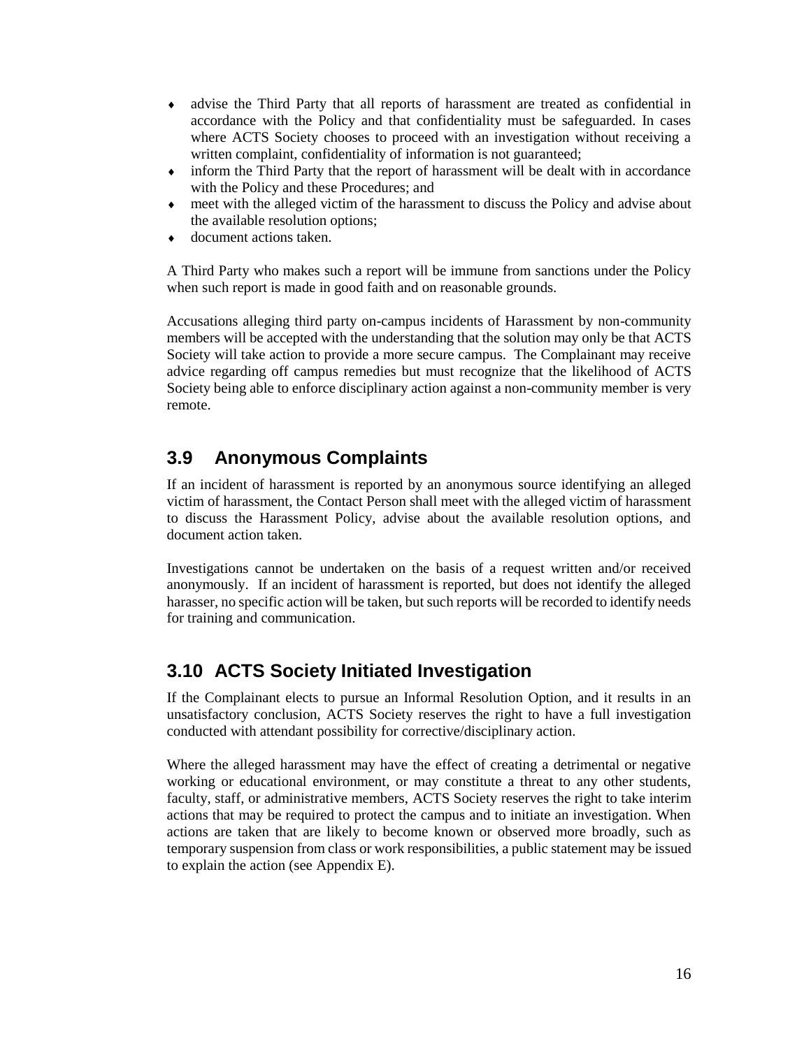- advise the Third Party that all reports of harassment are treated as confidential in accordance with the Policy and that confidentiality must be safeguarded. In cases where ACTS Society chooses to proceed with an investigation without receiving a written complaint, confidentiality of information is not guaranteed;
- inform the Third Party that the report of harassment will be dealt with in accordance with the Policy and these Procedures; and
- meet with the alleged victim of the harassment to discuss the Policy and advise about the available resolution options;
- document actions taken.

A Third Party who makes such a report will be immune from sanctions under the Policy when such report is made in good faith and on reasonable grounds.

Accusations alleging third party on-campus incidents of Harassment by non-community members will be accepted with the understanding that the solution may only be that ACTS Society will take action to provide a more secure campus. The Complainant may receive advice regarding off campus remedies but must recognize that the likelihood of ACTS Society being able to enforce disciplinary action against a non-community member is very remote.

## 3.9 Anonymous Complaints

If an incident of harassment is reported by an anonymous source identifying an alleged victim of harassment, the Contact Person shall meet with the alleged victim of harassment to discuss the Harassment Policy, advise about the available resolution options, and document action taken.

Investigations cannot be undertaken on the basis of a request written and/or received anonymously. If an incident of harassment is reported, but does not identify the alleged harasser, no specific action will be taken, but such reports will be recorded to identify needs for training and communication.

## 3.10 ACTS Society Initiated Investigation

If the Complainant elects to pursue an Informal Resolution Option, and it results in an unsatisfactory conclusion, ACTS Society reserves the right to have a full investigation conducted with attendant possibility for corrective/disciplinary action.

Where the alleged harassment may have the effect of creating a detrimental or negative working or educational environment, or may constitute a threat to any other students, faculty, staff, or administrative members, ACTS Society reserves the right to take interim actions that may be required to protect the campus and to initiate an investigation. When actions are taken that are likely to become known or observed more broadly, such as temporary suspension from class or work responsibilities, a public statement may be issued to explain the action (see Appendix E).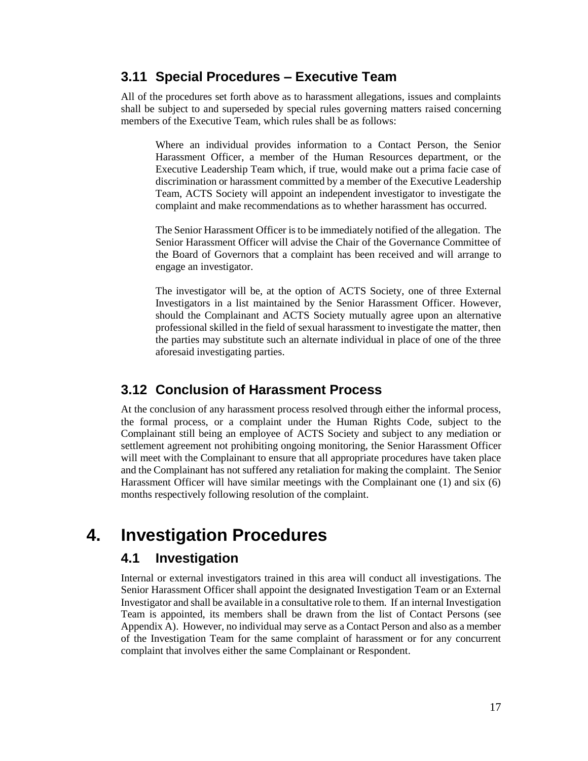### 3.11 Special Procedures – Executive Team

All of the procedures set forth above as to harassment allegations, issues and complaints shall be subject to and superseded by special rules governing matters raised concerning members of the Executive Team, which rules shall be as follows:

> Where an individual provides information to a Contact Person, the Senior Harassment Officer, a member of the Human Resources department, or the Executive Leadership Team which, if true, would make out a prima facie case of discrimination or harassment committed by a member of the Executive Leadership Team, ACTS Society will appoint an independent investigator to investigate the complaint and make recommendations as to whether harassment has occurred.
>
> The Senior Harassment Officer is to be immediately notified of the allegation. The Senior Harassment Officer will advise the Chair of the Governance Committee of the Board of Governors that a complaint has been received and will arrange to engage an investigator.
>
> The investigator will be, at the option of ACTS Society, one of three External Investigators in a list maintained by the Senior Harassment Officer. However, should the Complainant and ACTS Society mutually agree upon an alternative professional skilled in the field of sexual harassment to investigate the matter, then the parties may substitute such an alternate individual in place of one of the three aforesaid investigating parties.

### 3.12 Conclusion of Harassment Process

At the conclusion of any harassment process resolved through either the informal process, the formal process, or a complaint under the Human Rights Code, subject to the Complainant still being an employee of ACTS Society and subject to any mediation or settlement agreement not prohibiting ongoing monitoring, the Senior Harassment Officer will meet with the Complainant to ensure that all appropriate procedures have taken place and the Complainant has not suffered any retaliation for making the complaint. The Senior Harassment Officer will have similar meetings with the Complainant one (1) and six (6) months respectively following resolution of the complaint.

## 4. Investigation Procedures

### 4.1 Investigation

Internal or external investigators trained in this area will conduct all investigations. The Senior Harassment Officer shall appoint the designated Investigation Team or an External Investigator and shall be available in a consultative role to them. If an internal Investigation Team is appointed, its members shall be drawn from the list of Contact Persons (see Appendix A). However, no individual may serve as a Contact Person and also as a member of the Investigation Team for the same complaint of harassment or for any concurrent complaint that involves either the same Complainant or Respondent.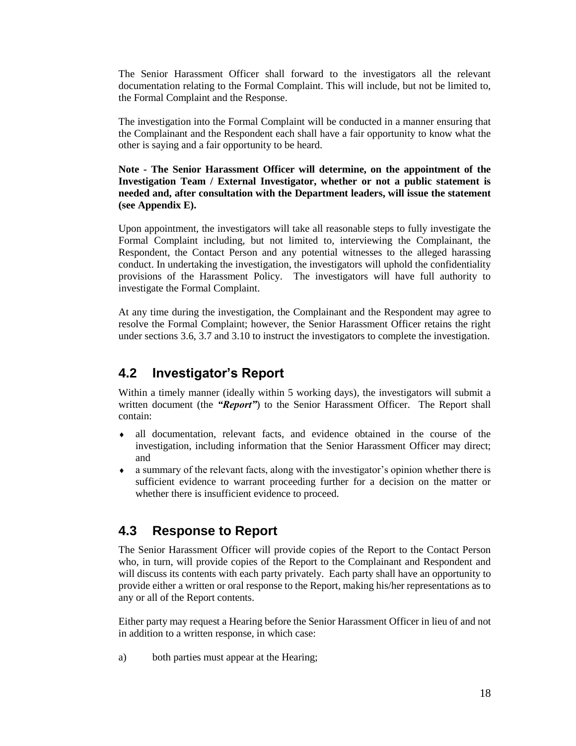The Senior Harassment Officer shall forward to the investigators all the relevant documentation relating to the Formal Complaint. This will include, but not be limited to, the Formal Complaint and the Response.

The investigation into the Formal Complaint will be conducted in a manner ensuring that the Complainant and the Respondent each shall have a fair opportunity to know what the other is saying and a fair opportunity to be heard.

**Note - The Senior Harassment Officer will determine, on the appointment of the Investigation Team / External Investigator, whether or not a public statement is needed and, after consultation with the Department leaders, will issue the statement (see Appendix E).**

Upon appointment, the investigators will take all reasonable steps to fully investigate the Formal Complaint including, but not limited to, interviewing the Complainant, the Respondent, the Contact Person and any potential witnesses to the alleged harassing conduct. In undertaking the investigation, the investigators will uphold the confidentiality provisions of the Harassment Policy. The investigators will have full authority to investigate the Formal Complaint.

At any time during the investigation, the Complainant and the Respondent may agree to resolve the Formal Complaint; however, the Senior Harassment Officer retains the right under sections 3.6, 3.7 and 3.10 to instruct the investigators to complete the investigation.

## 4.2 Investigator's Report

Within a timely manner (ideally within 5 working days), the investigators will submit a written document (the ***"Report"***) to the Senior Harassment Officer. The Report shall contain:

- all documentation, relevant facts, and evidence obtained in the course of the investigation, including information that the Senior Harassment Officer may direct; and
- a summary of the relevant facts, along with the investigator's opinion whether there is sufficient evidence to warrant proceeding further for a decision on the matter or whether there is insufficient evidence to proceed.

## 4.3 Response to Report

The Senior Harassment Officer will provide copies of the Report to the Contact Person who, in turn, will provide copies of the Report to the Complainant and Respondent and will discuss its contents with each party privately. Each party shall have an opportunity to provide either a written or oral response to the Report, making his/her representations as to any or all of the Report contents.

Either party may request a Hearing before the Senior Harassment Officer in lieu of and not in addition to a written response, in which case:

a) both parties must appear at the Hearing;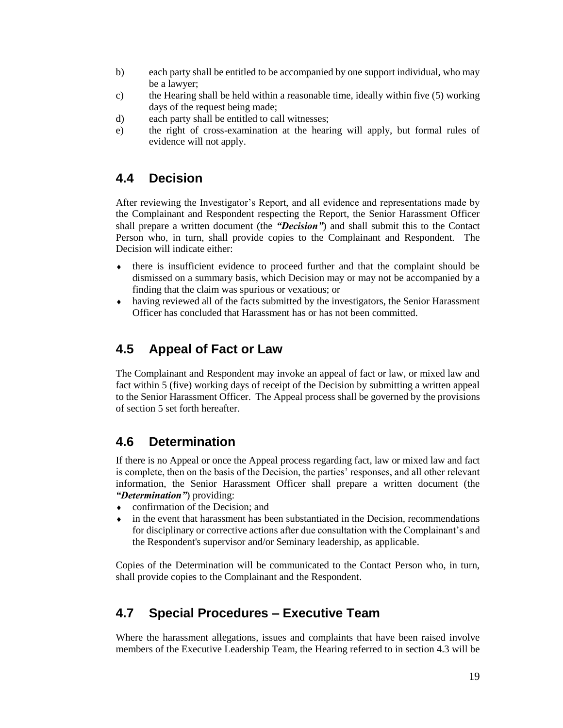b) each party shall be entitled to be accompanied by one support individual, who may be a lawyer;

c) the Hearing shall be held within a reasonable time, ideally within five (5) working days of the request being made;

d) each party shall be entitled to call witnesses;

e) the right of cross-examination at the hearing will apply, but formal rules of evidence will not apply.

## 4.4 Decision

After reviewing the Investigator's Report, and all evidence and representations made by the Complainant and Respondent respecting the Report, the Senior Harassment Officer shall prepare a written document (the ***"Decision"***) and shall submit this to the Contact Person who, in turn, shall provide copies to the Complainant and Respondent. The Decision will indicate either:

- there is insufficient evidence to proceed further and that the complaint should be dismissed on a summary basis, which Decision may or may not be accompanied by a finding that the claim was spurious or vexatious; or
- having reviewed all of the facts submitted by the investigators, the Senior Harassment Officer has concluded that Harassment has or has not been committed.

## 4.5 Appeal of Fact or Law

The Complainant and Respondent may invoke an appeal of fact or law, or mixed law and fact within 5 (five) working days of receipt of the Decision by submitting a written appeal to the Senior Harassment Officer. The Appeal process shall be governed by the provisions of section 5 set forth hereafter.

## 4.6 Determination

If there is no Appeal or once the Appeal process regarding fact, law or mixed law and fact is complete, then on the basis of the Decision, the parties' responses, and all other relevant information, the Senior Harassment Officer shall prepare a written document (the ***"Determination"***) providing:

- confirmation of the Decision; and
- in the event that harassment has been substantiated in the Decision, recommendations for disciplinary or corrective actions after due consultation with the Complainant's and the Respondent's supervisor and/or Seminary leadership, as applicable.

Copies of the Determination will be communicated to the Contact Person who, in turn, shall provide copies to the Complainant and the Respondent.

## 4.7 Special Procedures – Executive Team

Where the harassment allegations, issues and complaints that have been raised involve members of the Executive Leadership Team, the Hearing referred to in section 4.3 will be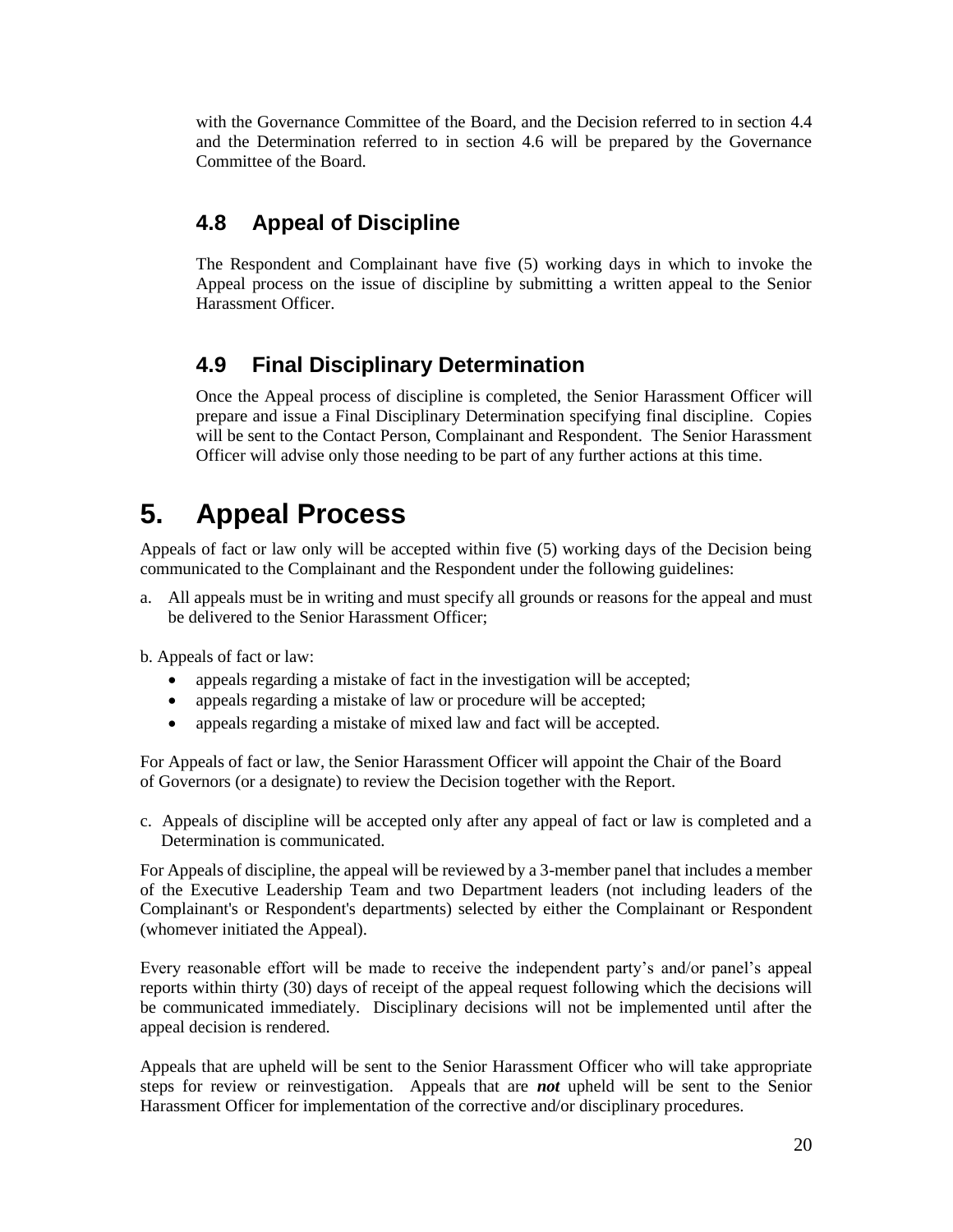with the Governance Committee of the Board, and the Decision referred to in section 4.4 and the Determination referred to in section 4.6 will be prepared by the Governance Committee of the Board.

### 4.8 Appeal of Discipline

The Respondent and Complainant have five (5) working days in which to invoke the Appeal process on the issue of discipline by submitting a written appeal to the Senior Harassment Officer.

### 4.9 Final Disciplinary Determination

Once the Appeal process of discipline is completed, the Senior Harassment Officer will prepare and issue a Final Disciplinary Determination specifying final discipline. Copies will be sent to the Contact Person, Complainant and Respondent. The Senior Harassment Officer will advise only those needing to be part of any further actions at this time.

## 5. Appeal Process

Appeals of fact or law only will be accepted within five (5) working days of the Decision being communicated to the Complainant and the Respondent under the following guidelines:

a. All appeals must be in writing and must specify all grounds or reasons for the appeal and must be delivered to the Senior Harassment Officer;

b. Appeals of fact or law:

- appeals regarding a mistake of fact in the investigation will be accepted;
- appeals regarding a mistake of law or procedure will be accepted;
- appeals regarding a mistake of mixed law and fact will be accepted.

For Appeals of fact or law, the Senior Harassment Officer will appoint the Chair of the Board of Governors (or a designate) to review the Decision together with the Report.

c. Appeals of discipline will be accepted only after any appeal of fact or law is completed and a Determination is communicated.

For Appeals of discipline, the appeal will be reviewed by a 3-member panel that includes a member of the Executive Leadership Team and two Department leaders (not including leaders of the Complainant's or Respondent's departments) selected by either the Complainant or Respondent (whomever initiated the Appeal).

Every reasonable effort will be made to receive the independent party's and/or panel's appeal reports within thirty (30) days of receipt of the appeal request following which the decisions will be communicated immediately. Disciplinary decisions will not be implemented until after the appeal decision is rendered.

Appeals that are upheld will be sent to the Senior Harassment Officer who will take appropriate steps for review or reinvestigation. Appeals that are ***not*** upheld will be sent to the Senior Harassment Officer for implementation of the corrective and/or disciplinary procedures.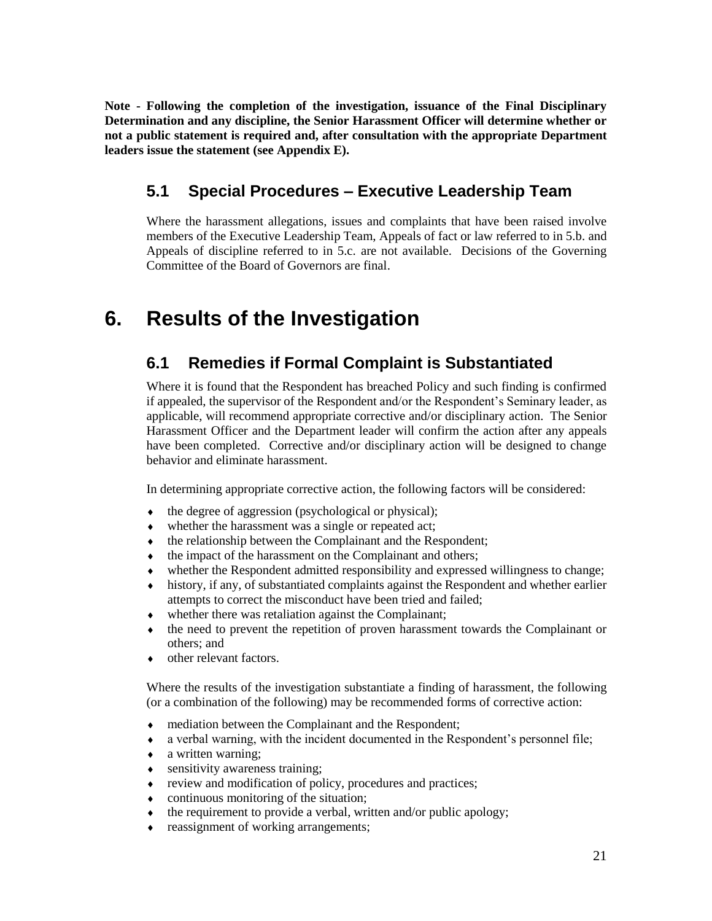**Note - Following the completion of the investigation, issuance of the Final Disciplinary Determination and any discipline, the Senior Harassment Officer will determine whether or not a public statement is required and, after consultation with the appropriate Department leaders issue the statement (see Appendix E).**

## 5.1 Special Procedures – Executive Leadership Team

Where the harassment allegations, issues and complaints that have been raised involve members of the Executive Leadership Team, Appeals of fact or law referred to in 5.b. and Appeals of discipline referred to in 5.c. are not available. Decisions of the Governing Committee of the Board of Governors are final.

# 6. Results of the Investigation

## 6.1 Remedies if Formal Complaint is Substantiated

Where it is found that the Respondent has breached Policy and such finding is confirmed if appealed, the supervisor of the Respondent and/or the Respondent's Seminary leader, as applicable, will recommend appropriate corrective and/or disciplinary action. The Senior Harassment Officer and the Department leader will confirm the action after any appeals have been completed. Corrective and/or disciplinary action will be designed to change behavior and eliminate harassment.

In determining appropriate corrective action, the following factors will be considered:

- the degree of aggression (psychological or physical);
- whether the harassment was a single or repeated act;
- the relationship between the Complainant and the Respondent;
- the impact of the harassment on the Complainant and others;
- whether the Respondent admitted responsibility and expressed willingness to change;
- history, if any, of substantiated complaints against the Respondent and whether earlier attempts to correct the misconduct have been tried and failed;
- whether there was retaliation against the Complainant;
- the need to prevent the repetition of proven harassment towards the Complainant or others; and
- other relevant factors.

Where the results of the investigation substantiate a finding of harassment, the following (or a combination of the following) may be recommended forms of corrective action:

- mediation between the Complainant and the Respondent;
- a verbal warning, with the incident documented in the Respondent's personnel file;
- a written warning;
- sensitivity awareness training;
- review and modification of policy, procedures and practices;
- continuous monitoring of the situation;
- the requirement to provide a verbal, written and/or public apology;
- reassignment of working arrangements;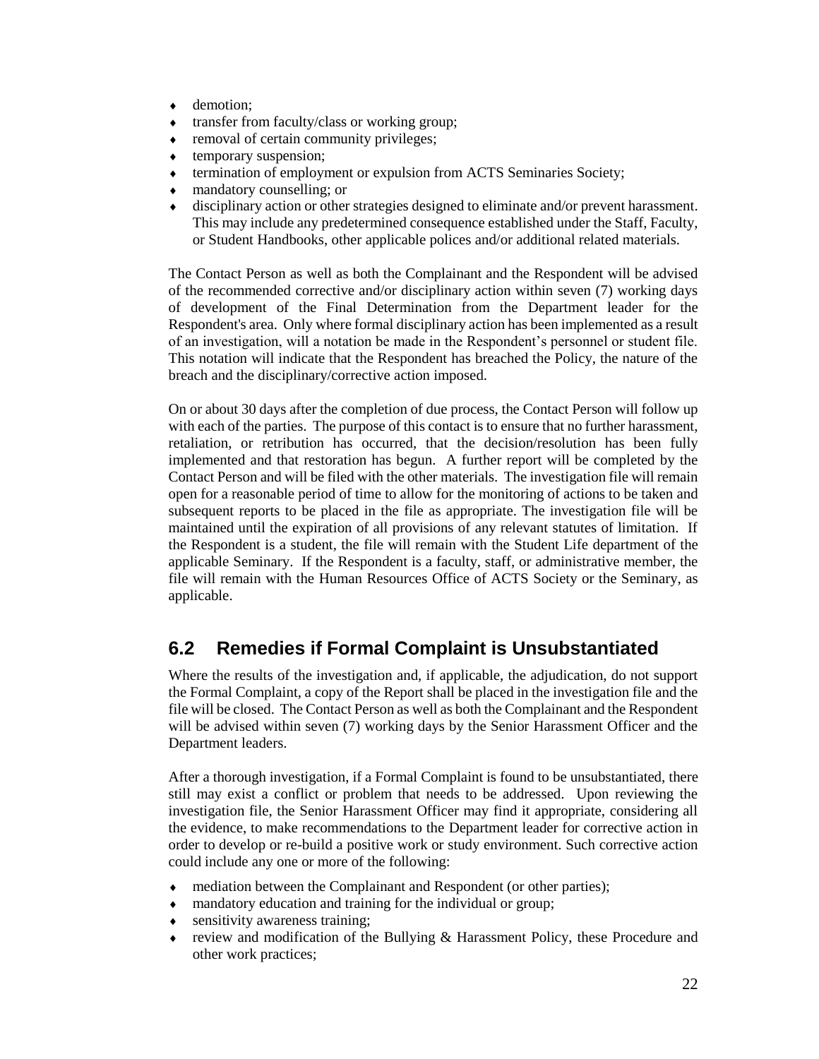- demotion;
- transfer from faculty/class or working group;
- removal of certain community privileges;
- temporary suspension;
- termination of employment or expulsion from ACTS Seminaries Society;
- mandatory counselling; or
- disciplinary action or other strategies designed to eliminate and/or prevent harassment. This may include any predetermined consequence established under the Staff, Faculty, or Student Handbooks, other applicable polices and/or additional related materials.

The Contact Person as well as both the Complainant and the Respondent will be advised of the recommended corrective and/or disciplinary action within seven (7) working days of development of the Final Determination from the Department leader for the Respondent's area. Only where formal disciplinary action has been implemented as a result of an investigation, will a notation be made in the Respondent's personnel or student file. This notation will indicate that the Respondent has breached the Policy, the nature of the breach and the disciplinary/corrective action imposed.

On or about 30 days after the completion of due process, the Contact Person will follow up with each of the parties. The purpose of this contact is to ensure that no further harassment, retaliation, or retribution has occurred, that the decision/resolution has been fully implemented and that restoration has begun. A further report will be completed by the Contact Person and will be filed with the other materials. The investigation file will remain open for a reasonable period of time to allow for the monitoring of actions to be taken and subsequent reports to be placed in the file as appropriate. The investigation file will be maintained until the expiration of all provisions of any relevant statutes of limitation. If the Respondent is a student, the file will remain with the Student Life department of the applicable Seminary. If the Respondent is a faculty, staff, or administrative member, the file will remain with the Human Resources Office of ACTS Society or the Seminary, as applicable.

## 6.2 Remedies if Formal Complaint is Unsubstantiated

Where the results of the investigation and, if applicable, the adjudication, do not support the Formal Complaint, a copy of the Report shall be placed in the investigation file and the file will be closed. The Contact Person as well as both the Complainant and the Respondent will be advised within seven (7) working days by the Senior Harassment Officer and the Department leaders.

After a thorough investigation, if a Formal Complaint is found to be unsubstantiated, there still may exist a conflict or problem that needs to be addressed. Upon reviewing the investigation file, the Senior Harassment Officer may find it appropriate, considering all the evidence, to make recommendations to the Department leader for corrective action in order to develop or re-build a positive work or study environment. Such corrective action could include any one or more of the following:

- mediation between the Complainant and Respondent (or other parties);
- mandatory education and training for the individual or group;
- sensitivity awareness training;
- review and modification of the Bullying & Harassment Policy, these Procedure and other work practices;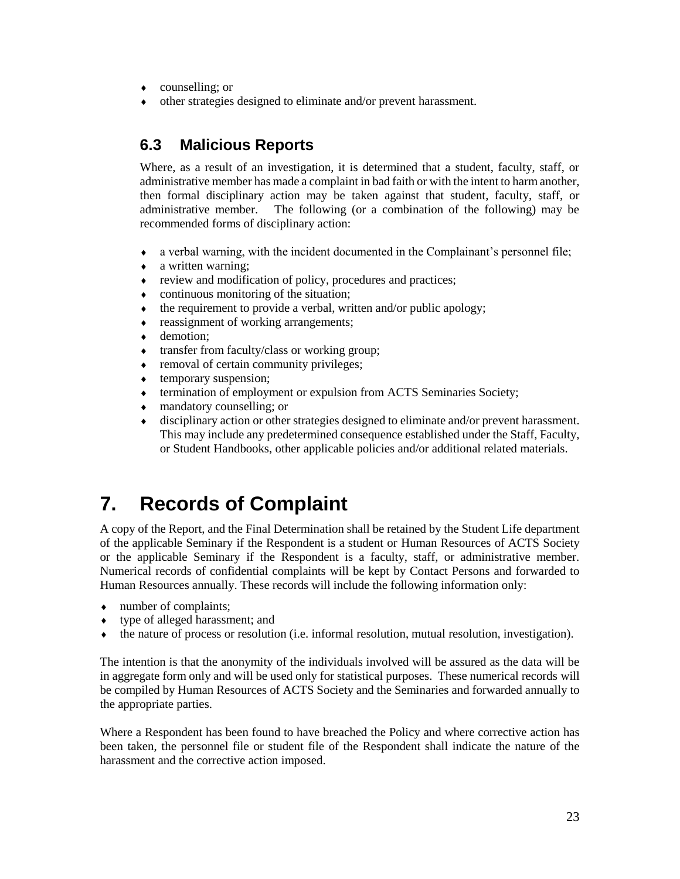- counselling; or
- other strategies designed to eliminate and/or prevent harassment.

### 6.3 Malicious Reports

Where, as a result of an investigation, it is determined that a student, faculty, staff, or administrative member has made a complaint in bad faith or with the intent to harm another, then formal disciplinary action may be taken against that student, faculty, staff, or administrative member. The following (or a combination of the following) may be recommended forms of disciplinary action:

- a verbal warning, with the incident documented in the Complainant's personnel file;
- a written warning;
- review and modification of policy, procedures and practices;
- continuous monitoring of the situation;
- the requirement to provide a verbal, written and/or public apology;
- reassignment of working arrangements;
- demotion;
- transfer from faculty/class or working group;
- removal of certain community privileges;
- temporary suspension;
- termination of employment or expulsion from ACTS Seminaries Society;
- mandatory counselling; or
- disciplinary action or other strategies designed to eliminate and/or prevent harassment. This may include any predetermined consequence established under the Staff, Faculty, or Student Handbooks, other applicable policies and/or additional related materials.

## 7. Records of Complaint

A copy of the Report, and the Final Determination shall be retained by the Student Life department of the applicable Seminary if the Respondent is a student or Human Resources of ACTS Society or the applicable Seminary if the Respondent is a faculty, staff, or administrative member. Numerical records of confidential complaints will be kept by Contact Persons and forwarded to Human Resources annually. These records will include the following information only:

- number of complaints;
- type of alleged harassment; and
- the nature of process or resolution (i.e. informal resolution, mutual resolution, investigation).

The intention is that the anonymity of the individuals involved will be assured as the data will be in aggregate form only and will be used only for statistical purposes. These numerical records will be compiled by Human Resources of ACTS Society and the Seminaries and forwarded annually to the appropriate parties.

Where a Respondent has been found to have breached the Policy and where corrective action has been taken, the personnel file or student file of the Respondent shall indicate the nature of the harassment and the corrective action imposed.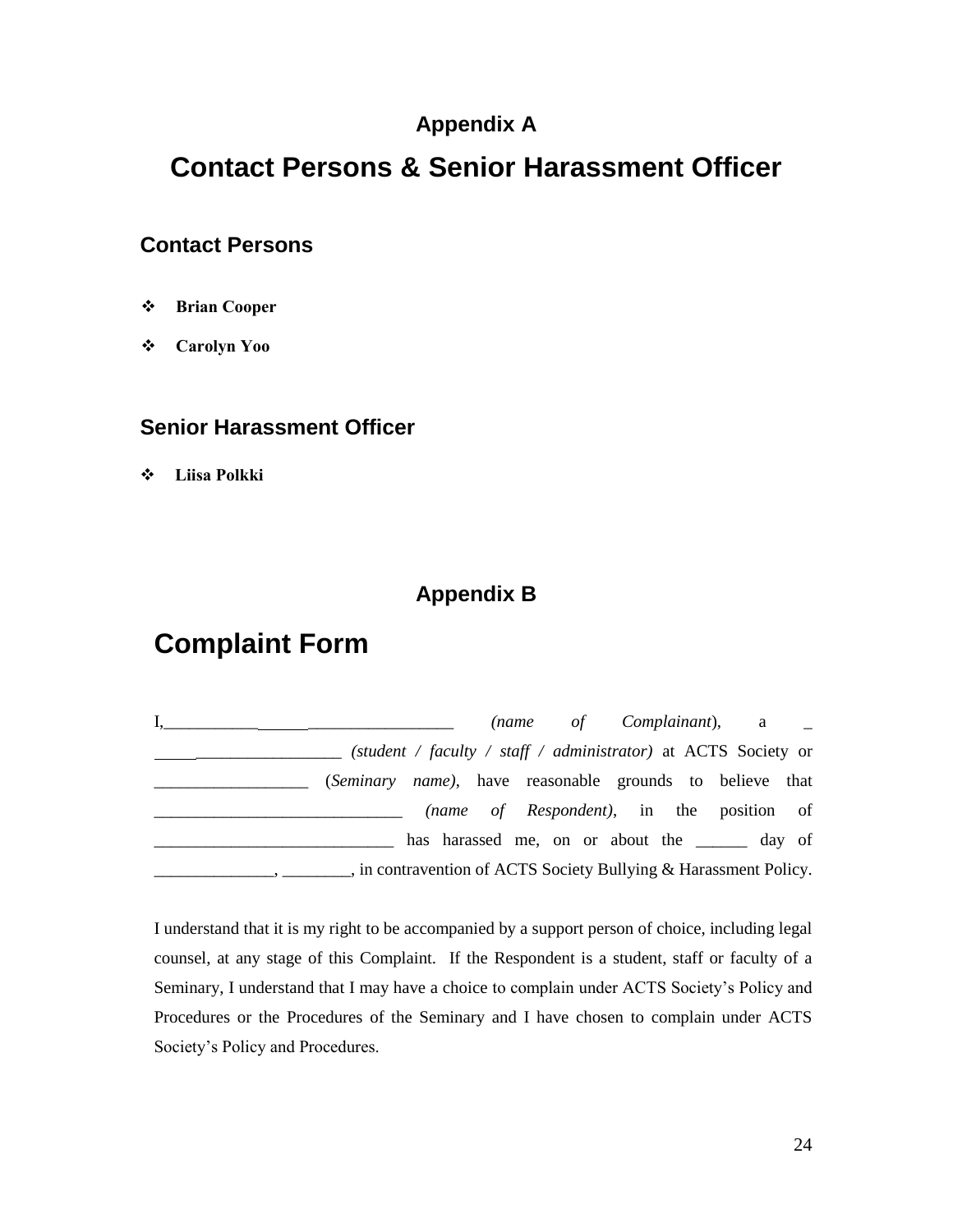## Appendix A

# Contact Persons & Senior Harassment Officer

### Contact Persons

- **Brian Cooper**
- **Carolyn Yoo**

### Senior Harassment Officer

- **Liisa Polkki**

## Appendix B

# Complaint Form

I,_____________________________________ *(name of Complainant*), a _ _______________________ *(student / faculty / staff / administrator)* at ACTS Society or __________________ (*Seminary name)*, have reasonable grounds to believe that _____________________________ *(name of Respondent)*, in the position of ____________________________ has harassed me, on or about the ______ day of ______________, ________, in contravention of ACTS Society Bullying & Harassment Policy.

I understand that it is my right to be accompanied by a support person of choice, including legal counsel, at any stage of this Complaint. If the Respondent is a student, staff or faculty of a Seminary, I understand that I may have a choice to complain under ACTS Society's Policy and Procedures or the Procedures of the Seminary and I have chosen to complain under ACTS Society's Policy and Procedures.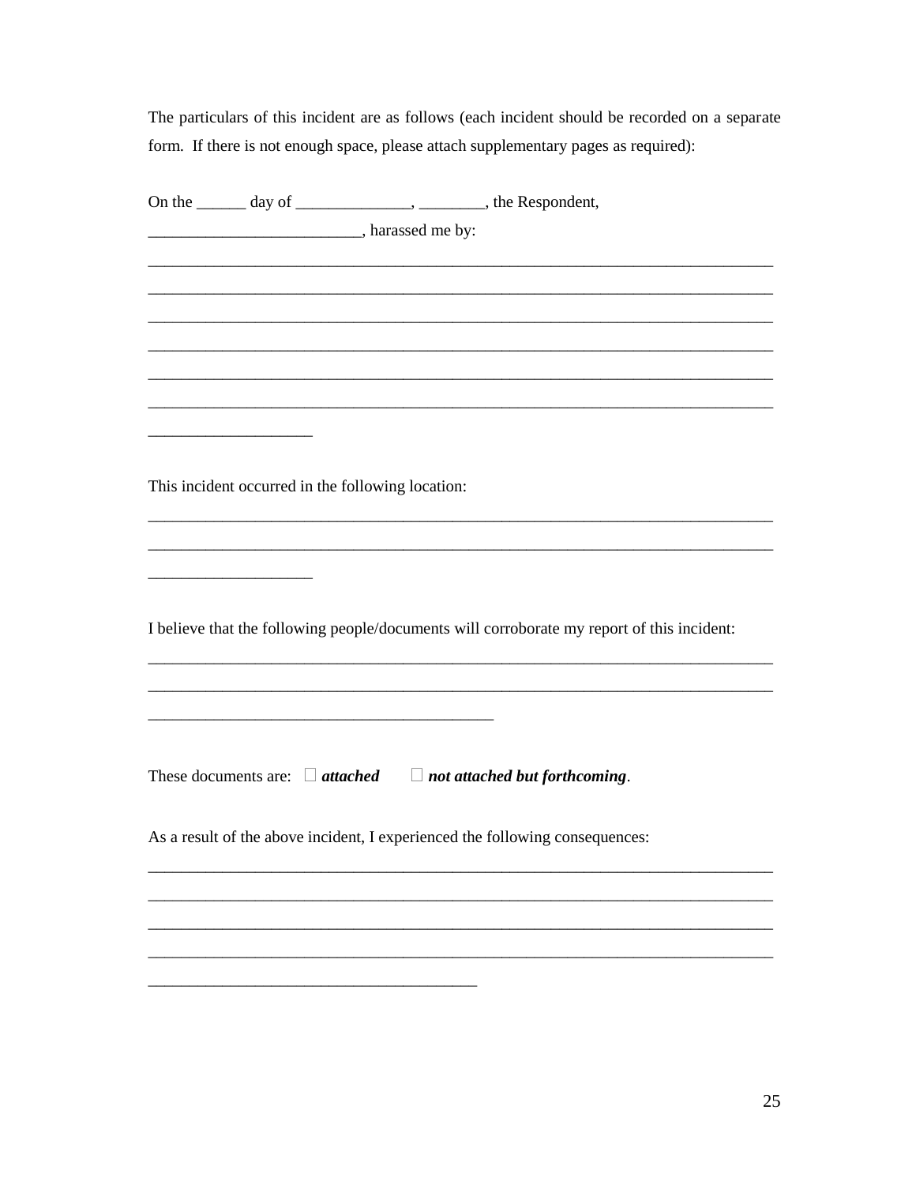The particulars of this incident are as follows (each incident should be recorded on a separate form. If there is not enough space, please attach supplementary pages as required):

On the ______ day of ______________, ________, the Respondent, __________________________, harassed me by:

________________________________________________________________________________
________________________________________________________________________________
________________________________________________________________________________
________________________________________________________________________________
________________________________________________________________________________
________________________________________________________________________________
____________________

This incident occurred in the following location:

________________________________________________________________________________
________________________________________________________________________________
____________________

I believe that the following people/documents will corroborate my report of this incident:

________________________________________________________________________________
________________________________________________________________________________
____________________________________________

These documents are: ☐ ***attached*** ☐ ***not attached but forthcoming***.

As a result of the above incident, I experienced the following consequences:

________________________________________________________________________________
________________________________________________________________________________
________________________________________________________________________________
________________________________________________________________________________
__________________________________________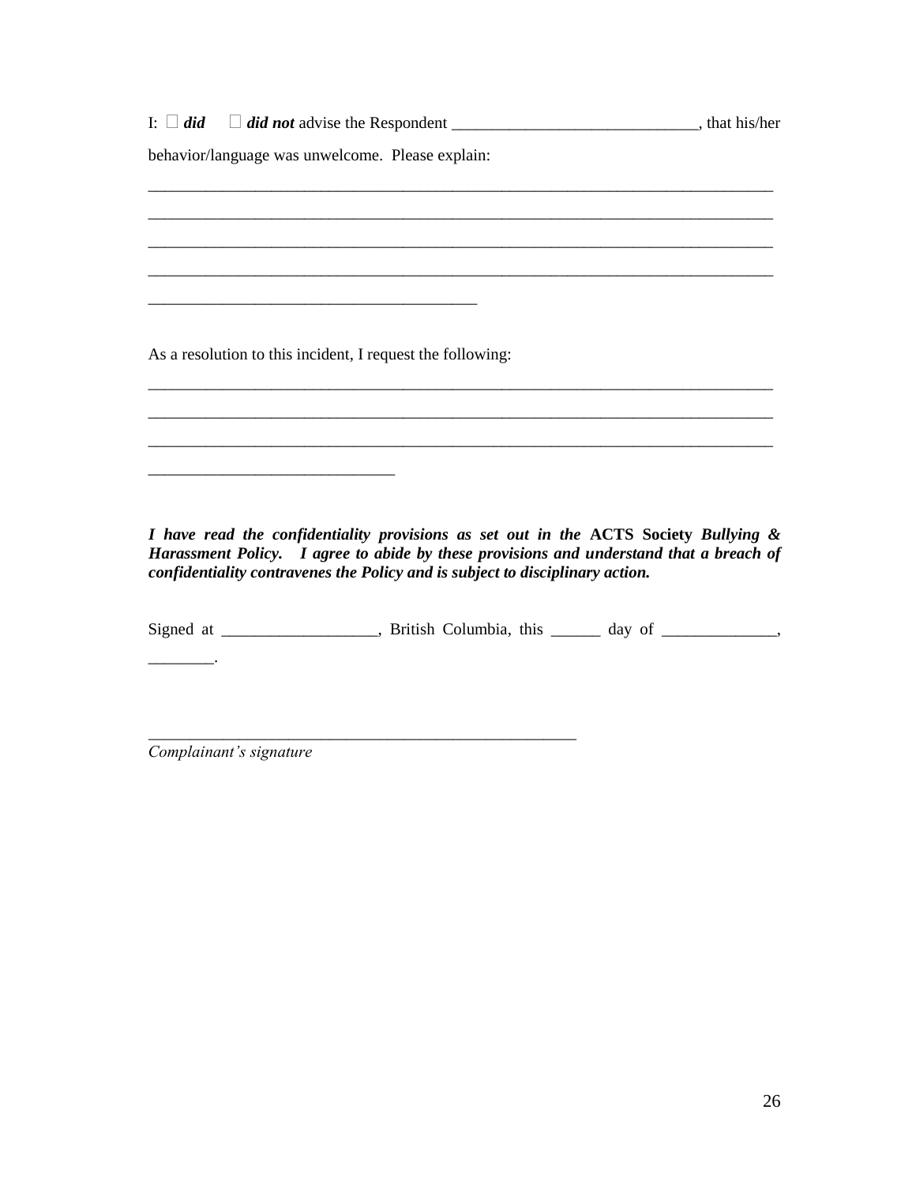I: ☐ ***did*** ☐ ***did not*** advise the Respondent ______________________________, that his/her behavior/language was unwelcome. Please explain:

______________________________________________________________________________

______________________________________________________________________________

______________________________________________________________________________

______________________________________________________________________________

_________________________________________

As a resolution to this incident, I request the following:

______________________________________________________________________________

______________________________________________________________________________

______________________________________________________________________________

______________________________

***I have read the confidentiality provisions as set out in the*** **ACTS Society** ***Bullying & Harassment Policy. I agree to abide by these provisions and understand that a breach of confidentiality contravenes the Policy and is subject to disciplinary action.***

Signed at __________________, British Columbia, this ______ day of ______________, ________.

_____________________________________________________

*Complainant's signature*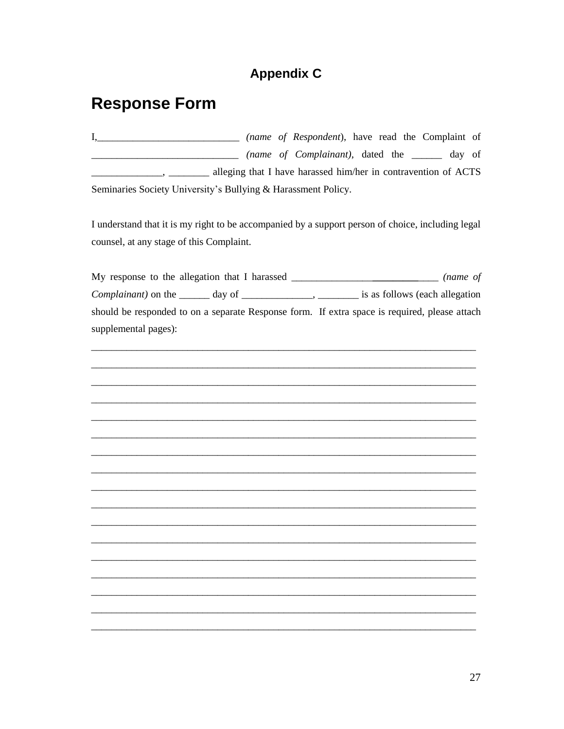### Appendix C

# Response Form

I,____________________________ *(name of Respondent*), have read the Complaint of _____________________________ *(name of Complainant)*, dated the ______ day of ______________, ________ alleging that I have harassed him/her in contravention of ACTS Seminaries Society University's Bullying & Harassment Policy.

I understand that it is my right to be accompanied by a support person of choice, including legal counsel, at any stage of this Complaint.

My response to the allegation that I harassed ____________________________ *(name of Complainant)* on the ______ day of ______________, ________ is as follows (each allegation should be responded to on a separate Response form. If extra space is required, please attach supplemental pages):

______________________________________________________________________________

______________________________________________________________________________

______________________________________________________________________________

______________________________________________________________________________

______________________________________________________________________________

______________________________________________________________________________

______________________________________________________________________________

______________________________________________________________________________

______________________________________________________________________________

______________________________________________________________________________

______________________________________________________________________________

______________________________________________________________________________

______________________________________________________________________________

______________________________________________________________________________

______________________________________________________________________________

______________________________________________________________________________

______________________________________________________________________________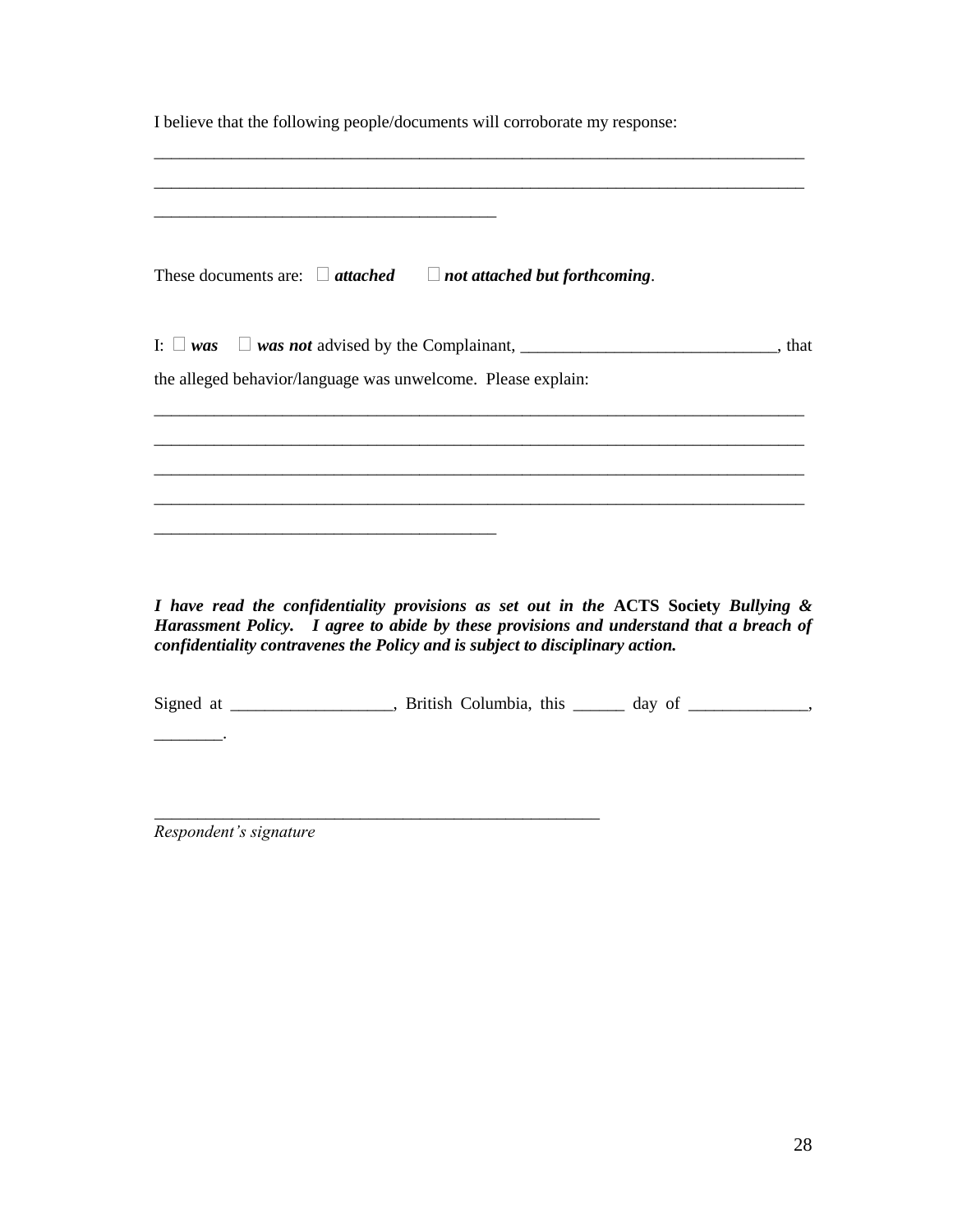I believe that the following people/documents will corroborate my response:

________________________________________________________________________________
________________________________________________________________________________
_________________________________________

These documents are: ☐ ***attached*** ☐ ***not attached but forthcoming***.

I: ☐ ***was*** ☐ ***was not*** advised by the Complainant, ______________________________, that the alleged behavior/language was unwelcome. Please explain:

________________________________________________________________________________
________________________________________________________________________________
________________________________________________________________________________
________________________________________________________________________________
_________________________________________

***I have read the confidentiality provisions as set out in the*** **ACTS Society** ***Bullying & Harassment Policy. I agree to abide by these provisions and understand that a breach of confidentiality contravenes the Policy and is subject to disciplinary action.***

Signed at ___________________, British Columbia, this ______ day of ______________, ________.

_______________________________________________________
*Respondent's signature*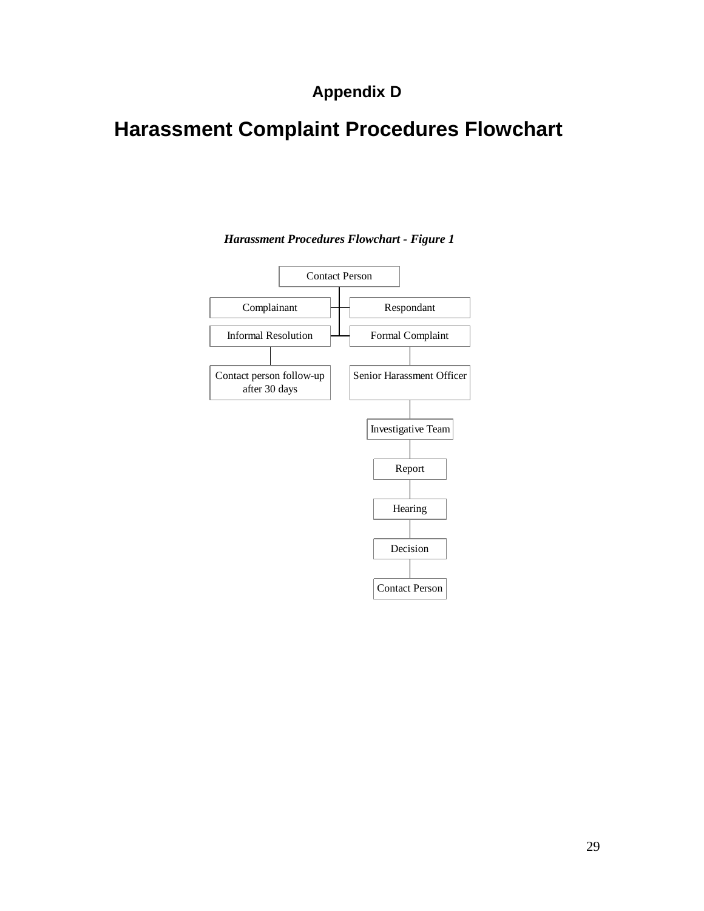## Appendix D

# Harassment Complaint Procedures Flowchart

***Harassment Procedures Flowchart - Figure 1***

- Contact Person
  - Complainant
  - Respondant
  - Informal Resolution
    - Contact person follow-up after 30 days
  - Formal Complaint
    - Senior Harassment Officer
    - Investigative Team
    - Report
    - Hearing
    - Decision
    - Contact Person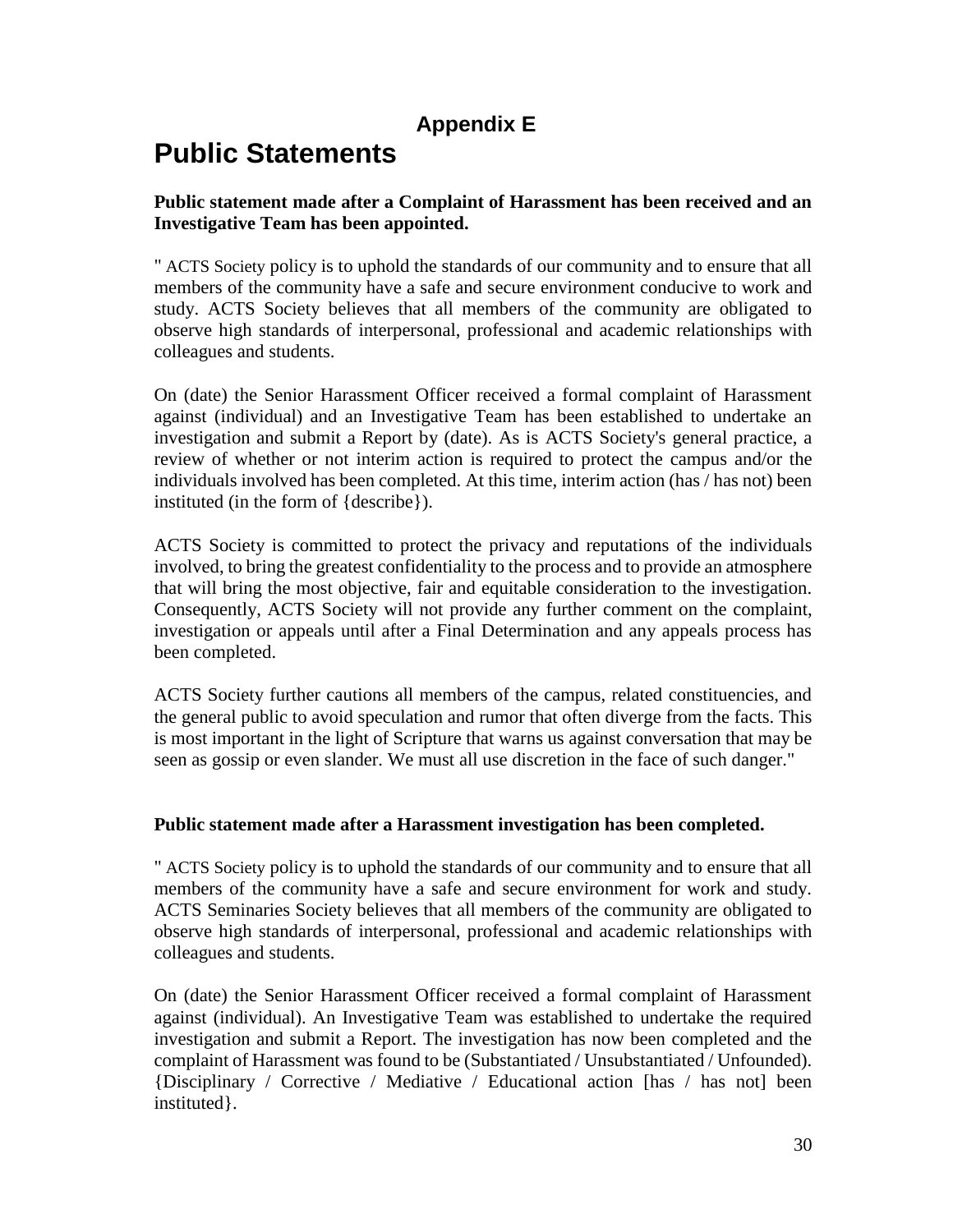## Appendix E

# Public Statements

**Public statement made after a Complaint of Harassment has been received and an Investigative Team has been appointed.**

" ACTS Society policy is to uphold the standards of our community and to ensure that all members of the community have a safe and secure environment conducive to work and study. ACTS Society believes that all members of the community are obligated to observe high standards of interpersonal, professional and academic relationships with colleagues and students.

On (date) the Senior Harassment Officer received a formal complaint of Harassment against (individual) and an Investigative Team has been established to undertake an investigation and submit a Report by (date). As is ACTS Society's general practice, a review of whether or not interim action is required to protect the campus and/or the individuals involved has been completed. At this time, interim action (has / has not) been instituted (in the form of {describe}).

ACTS Society is committed to protect the privacy and reputations of the individuals involved, to bring the greatest confidentiality to the process and to provide an atmosphere that will bring the most objective, fair and equitable consideration to the investigation. Consequently, ACTS Society will not provide any further comment on the complaint, investigation or appeals until after a Final Determination and any appeals process has been completed.

ACTS Society further cautions all members of the campus, related constituencies, and the general public to avoid speculation and rumor that often diverge from the facts. This is most important in the light of Scripture that warns us against conversation that may be seen as gossip or even slander. We must all use discretion in the face of such danger."

**Public statement made after a Harassment investigation has been completed.**

" ACTS Society policy is to uphold the standards of our community and to ensure that all members of the community have a safe and secure environment for work and study. ACTS Seminaries Society believes that all members of the community are obligated to observe high standards of interpersonal, professional and academic relationships with colleagues and students.

On (date) the Senior Harassment Officer received a formal complaint of Harassment against (individual). An Investigative Team was established to undertake the required investigation and submit a Report. The investigation has now been completed and the complaint of Harassment was found to be (Substantiated / Unsubstantiated / Unfounded). {Disciplinary / Corrective / Mediative / Educational action [has / has not] been instituted}.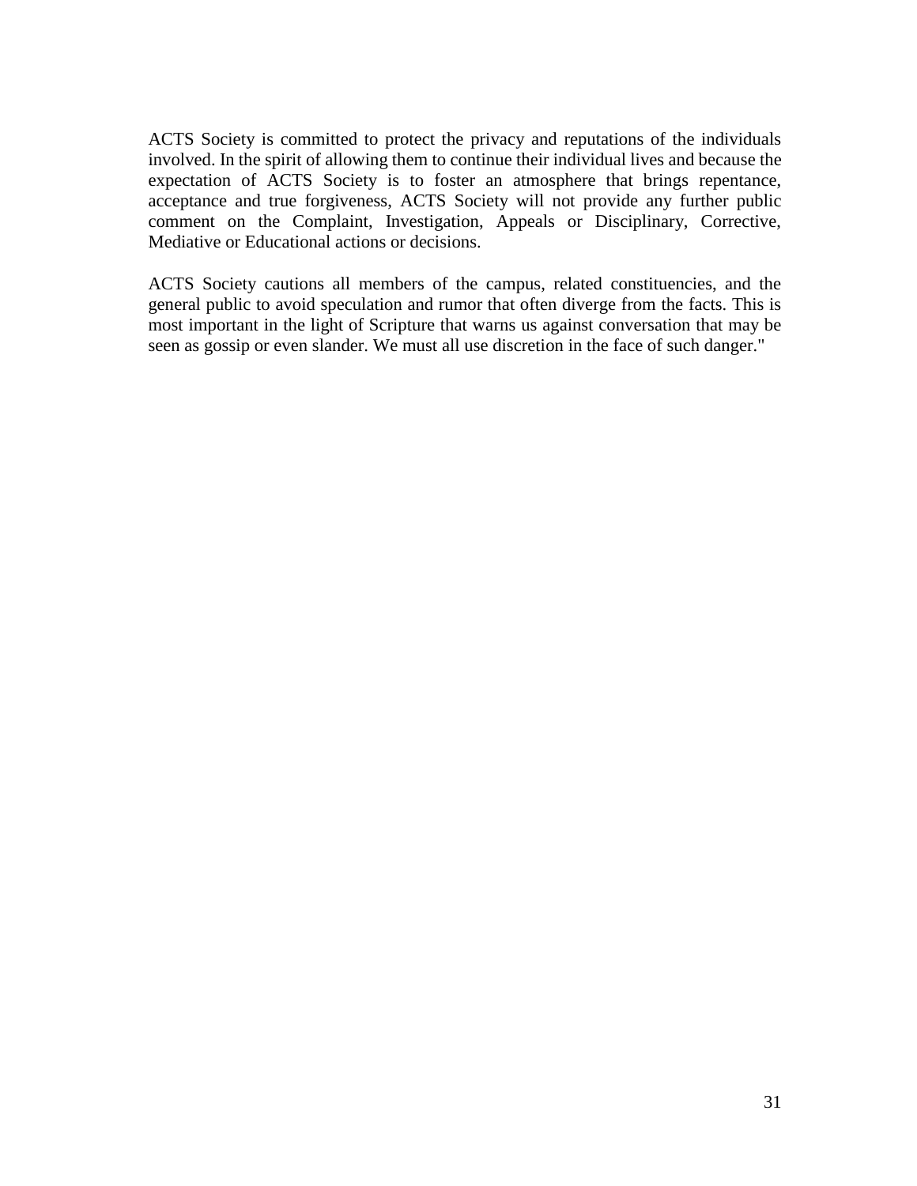ACTS Society is committed to protect the privacy and reputations of the individuals involved. In the spirit of allowing them to continue their individual lives and because the expectation of ACTS Society is to foster an atmosphere that brings repentance, acceptance and true forgiveness, ACTS Society will not provide any further public comment on the Complaint, Investigation, Appeals or Disciplinary, Corrective, Mediative or Educational actions or decisions.

ACTS Society cautions all members of the campus, related constituencies, and the general public to avoid speculation and rumor that often diverge from the facts. This is most important in the light of Scripture that warns us against conversation that may be seen as gossip or even slander. We must all use discretion in the face of such danger."